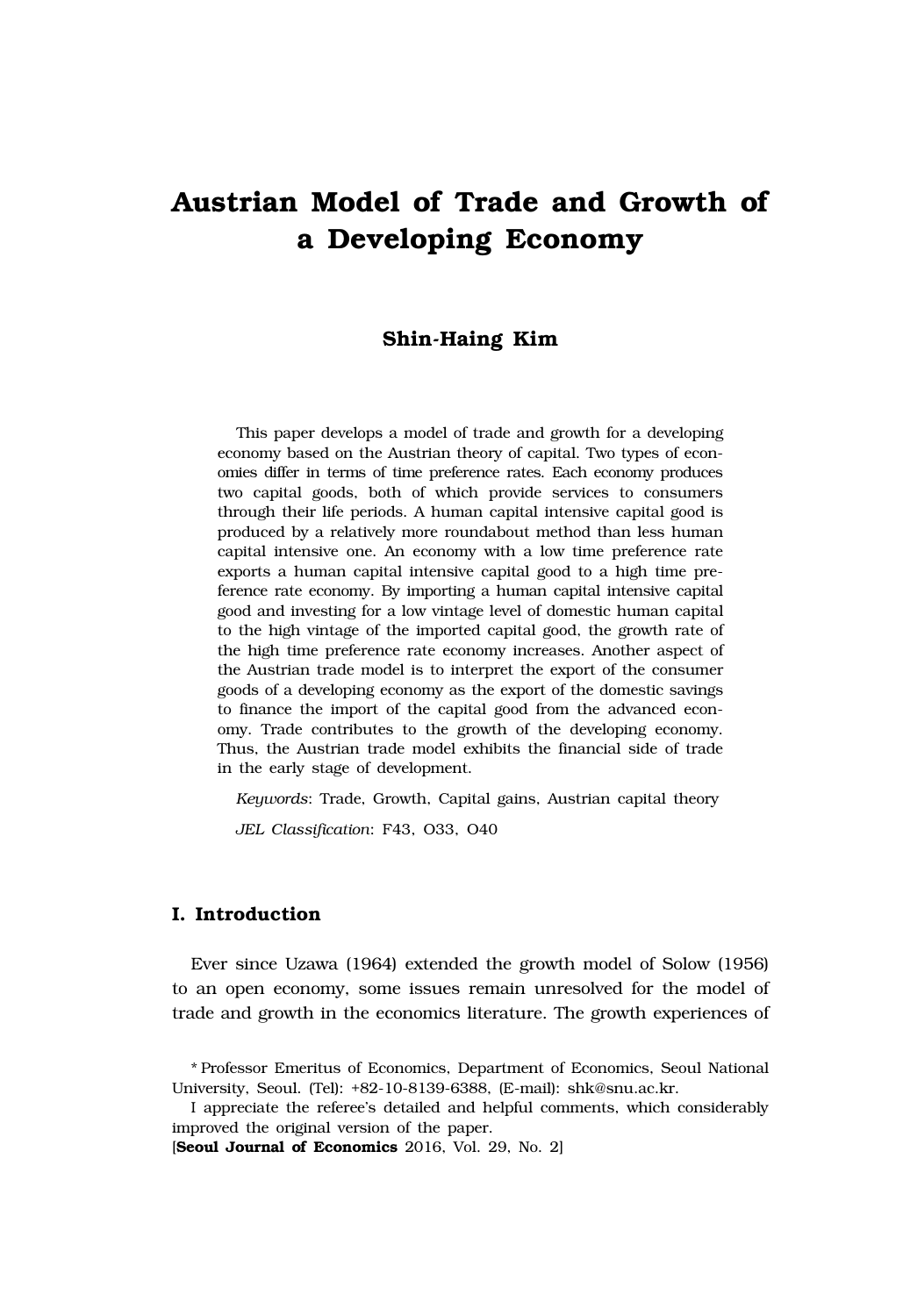# Austrian Model of Trade and Growth of a Developing Economy

**Shin-Haing Kim**

This paper develops a model of trade and growth for a developing economy based on the Austrian theory of capital. Two types of economies differ in terms of time preference rates. Each economy produces two capital goods, both of which provide services to consumers through their life periods. A human capital intensive capital good is produced by a relatively more roundabout method than less human capital intensive one. An economy with a low time preference rate exports a human capital intensive capital good to a high time preference rate economy. By importing a human capital intensive capital good and investing for a low vintage level of domestic human capital to the high vintage of the imported capital good, the growth rate of the high time preference rate economy increases. Another aspect of the Austrian trade model is to interpret the export of the consumer goods of a developing economy as the export of the domestic savings to finance the import of the capital good from the advanced economy. Trade contributes to the growth of the developing economy. Thus, the Austrian trade model exhibits the financial side of trade in the early stage of development.

*Keywords*: Trade, Growth, Capital gains, Austrian capital theory

*JEL Classification*: F43, O33, O40

## I. Introduction

Ever since Uzawa (1964) extended the growth model of Solow (1956) to an open economy, some issues remain unresolved for the model of trade and growth in the economics literature. The growth experiences of

\* Professor Emeritus of Economics, Department of Economics, Seoul National University, Seoul. (Tel): +82-10-8139-6388, (E-mail): shk@snu.ac.kr.

I appreciate the referee's detailed and helpful comments, which considerably improved the original version of the paper.

[**Seoul Journal of Economics** 2016, Vol. 29, No. 2]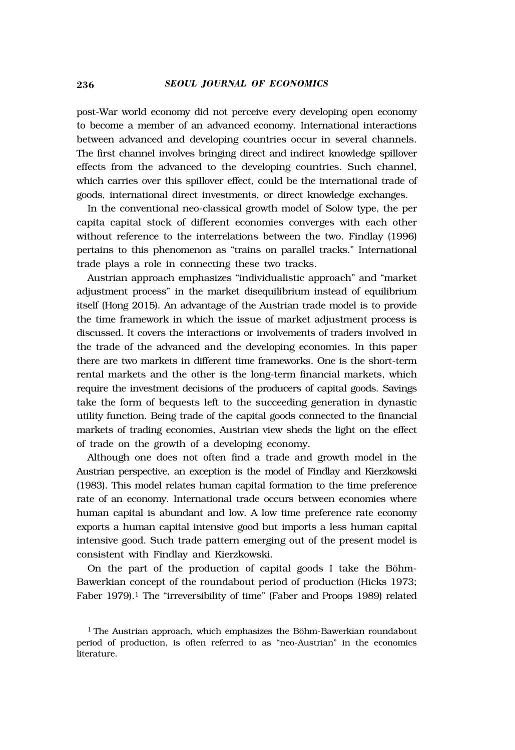post-War world economy did not perceive every developing open economy to become a member of an advanced economy. International interactions between advanced and developing countries occur in several channels. The first channel involves bringing direct and indirect knowledge spillover effects from the advanced to the developing countries. Such channel, which carries over this spillover effect, could be the international trade of goods, international direct investments, or direct knowledge exchanges.

In the conventional neo-classical growth model of Solow type, the per capita capital stock of different economies converges with each other without reference to the interrelations between the two. Findlay (1996) pertains to this phenomenon as "trains on parallel tracks." International trade plays a role in connecting these two tracks.

Austrian approach emphasizes "individualistic approach" and "market adjustment process" in the market disequilibrium instead of equilibrium itself (Hong 2015). An advantage of the Austrian trade model is to provide the time framework in which the issue of market adjustment process is discussed. It covers the interactions or involvements of traders involved in the trade of the advanced and the developing economies. In this paper there are two markets in different time frameworks. One is the short-term rental markets and the other is the long-term financial markets, which require the investment decisions of the producers of capital goods. Savings take the form of bequests left to the succeeding generation in dynastic utility function. Being trade of the capital goods connected to the financial markets of trading economies, Austrian view sheds the light on the effect of trade on the growth of a developing economy.

Although one does not often find a trade and growth model in the Austrian perspective, an exception is the model of Findlay and Kierzkowski (1983). This model relates human capital formation to the time preference rate of an economy. International trade occurs between economies where human capital is abundant and low. A low time preference rate economy exports a human capital intensive good but imports a less human capital intensive good. Such trade pattern emerging out of the present model is consistent with Findlay and Kierzkowski.

On the part of the production of capital goods I take the Böhm-Bawerkian concept of the roundabout period of production (Hicks 1973; Faber 1979).[1] The "irreversibility of time" (Faber and Proops 1989) related

[1] The Austrian approach, which emphasizes the Böhm-Bawerkian roundabout period of production, is often referred to as "neo-Austrian" in the economics literature.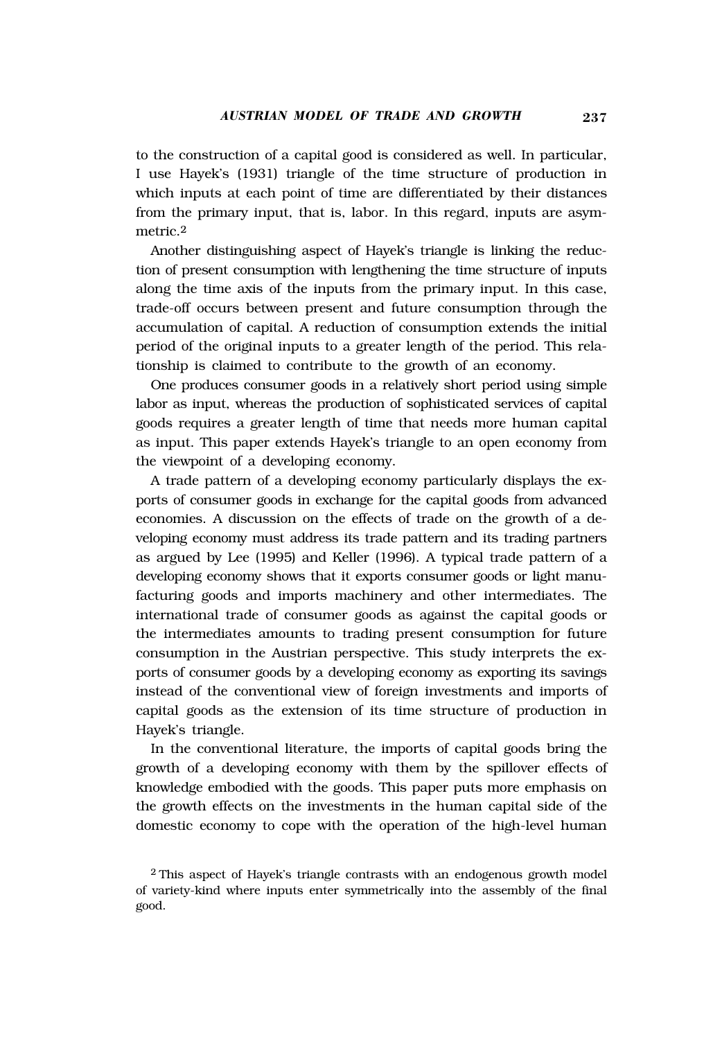to the construction of a capital good is considered as well. In particular, I use Hayek's (1931) triangle of the time structure of production in which inputs at each point of time are differentiated by their distances from the primary input, that is, labor. In this regard, inputs are asymmetric.[2]

Another distinguishing aspect of Hayek's triangle is linking the reduction of present consumption with lengthening the time structure of inputs along the time axis of the inputs from the primary input. In this case, trade-off occurs between present and future consumption through the accumulation of capital. A reduction of consumption extends the initial period of the original inputs to a greater length of the period. This relationship is claimed to contribute to the growth of an economy.

One produces consumer goods in a relatively short period using simple labor as input, whereas the production of sophisticated services of capital goods requires a greater length of time that needs more human capital as input. This paper extends Hayek's triangle to an open economy from the viewpoint of a developing economy.

A trade pattern of a developing economy particularly displays the exports of consumer goods in exchange for the capital goods from advanced economies. A discussion on the effects of trade on the growth of a developing economy must address its trade pattern and its trading partners as argued by Lee (1995) and Keller (1996). A typical trade pattern of a developing economy shows that it exports consumer goods or light manufacturing goods and imports machinery and other intermediates. The international trade of consumer goods as against the capital goods or the intermediates amounts to trading present consumption for future consumption in the Austrian perspective. This study interprets the exports of consumer goods by a developing economy as exporting its savings instead of the conventional view of foreign investments and imports of capital goods as the extension of its time structure of production in Hayek's triangle.

In the conventional literature, the imports of capital goods bring the growth of a developing economy with them by the spillover effects of knowledge embodied with the goods. This paper puts more emphasis on the growth effects on the investments in the human capital side of the domestic economy to cope with the operation of the high-level human

[2] This aspect of Hayek's triangle contrasts with an endogenous growth model of variety-kind where inputs enter symmetrically into the assembly of the final good.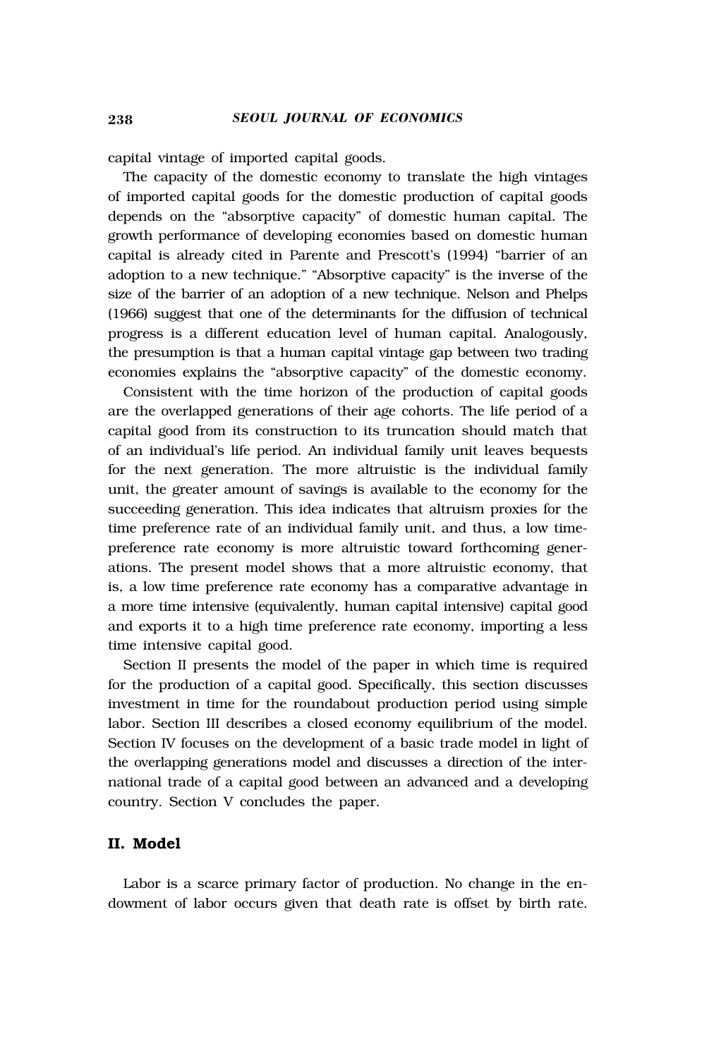capital vintage of imported capital goods.

The capacity of the domestic economy to translate the high vintages of imported capital goods for the domestic production of capital goods depends on the "absorptive capacity" of domestic human capital. The growth performance of developing economies based on domestic human capital is already cited in Parente and Prescott's (1994) "barrier of an adoption to a new technique." "Absorptive capacity" is the inverse of the size of the barrier of an adoption of a new technique. Nelson and Phelps (1966) suggest that one of the determinants for the diffusion of technical progress is a different education level of human capital. Analogously, the presumption is that a human capital vintage gap between two trading economies explains the "absorptive capacity" of the domestic economy.

Consistent with the time horizon of the production of capital goods are the overlapped generations of their age cohorts. The life period of a capital good from its construction to its truncation should match that of an individual's life period. An individual family unit leaves bequests for the next generation. The more altruistic is the individual family unit, the greater amount of savings is available to the economy for the succeeding generation. This idea indicates that altruism proxies for the time preference rate of an individual family unit, and thus, a low time-preference rate economy is more altruistic toward forthcoming generations. The present model shows that a more altruistic economy, that is, a low time preference rate economy has a comparative advantage in a more time intensive (equivalently, human capital intensive) capital good and exports it to a high time preference rate economy, importing a less time intensive capital good.

Section II presents the model of the paper in which time is required for the production of a capital good. Specifically, this section discusses investment in time for the roundabout production period using simple labor. Section III describes a closed economy equilibrium of the model. Section IV focuses on the development of a basic trade model in light of the overlapping generations model and discusses a direction of the international trade of a capital good between an advanced and a developing country. Section V concludes the paper.

## II. Model

Labor is a scarce primary factor of production. No change in the endowment of labor occurs given that death rate is offset by birth rate.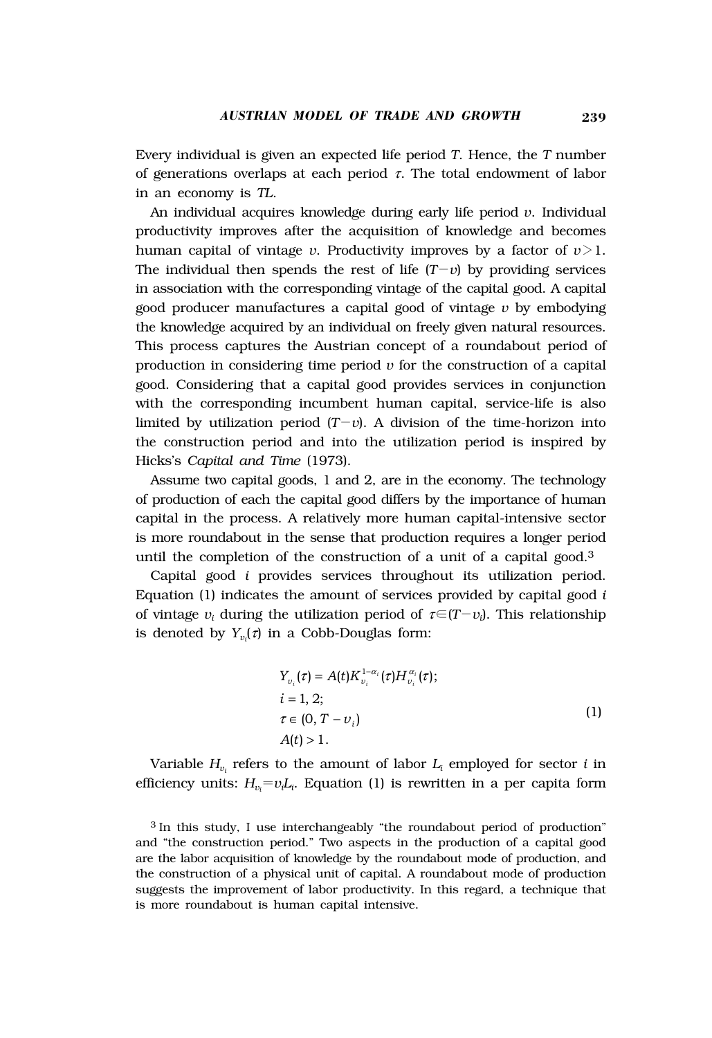Every individual is given an expected life period $T$. Hence, the $T$ number of generations overlaps at each period $\tau$. The total endowment of labor in an economy is $TL$.

An individual acquires knowledge during early life period $v$. Individual productivity improves after the acquisition of knowledge and becomes human capital of vintage $v$. Productivity improves by a factor of $v>1$. The individual then spends the rest of life $(T-v)$ by providing services in association with the corresponding vintage of the capital good. A capital good producer manufactures a capital good of vintage $v$ by embodying the knowledge acquired by an individual on freely given natural resources. This process captures the Austrian concept of a roundabout period of production in considering time period $v$ for the construction of a capital good. Considering that a capital good provides services in conjunction with the corresponding incumbent human capital, service-life is also limited by utilization period $(T-v)$. A division of the time-horizon into the construction period and into the utilization period is inspired by Hicks's *Capital and Time* (1973).

Assume two capital goods, 1 and 2, are in the economy. The technology of production of each the capital good differs by the importance of human capital in the process. A relatively more human capital-intensive sector is more roundabout in the sense that production requires a longer period until the completion of the construction of a unit of a capital good.[3]

Capital good $i$ provides services throughout its utilization period. Equation (1) indicates the amount of services provided by capital good $i$ of vintage $v_i$ during the utilization period of $\tau \in (T-v_i)$. This relationship is denoted by $Y_{v_i}(\tau)$ in a Cobb-Douglas form:

$$
\begin{aligned}
&Y_{v_i}(\tau) = A(t) K_{v_i}^{1-\alpha_i}(\tau) H_{v_i}^{\alpha_i}(\tau); \\
&i = 1, 2; \\
&\tau \in (0, T - v_i) \\
&A(t) > 1.
\end{aligned}
\tag{1}
$$

Variable $H_{v_i}$ refers to the amount of labor $L_i$ employed for sector $i$ in efficiency units: $H_{v_i} = v_i L_i$. Equation (1) is rewritten in a per capita form

[3] In this study, I use interchangeably "the roundabout period of production" and "the construction period." Two aspects in the production of a capital good are the labor acquisition of knowledge by the roundabout mode of production, and the construction of a physical unit of capital. A roundabout mode of production suggests the improvement of labor productivity. In this regard, a technique that is more roundabout is human capital intensive.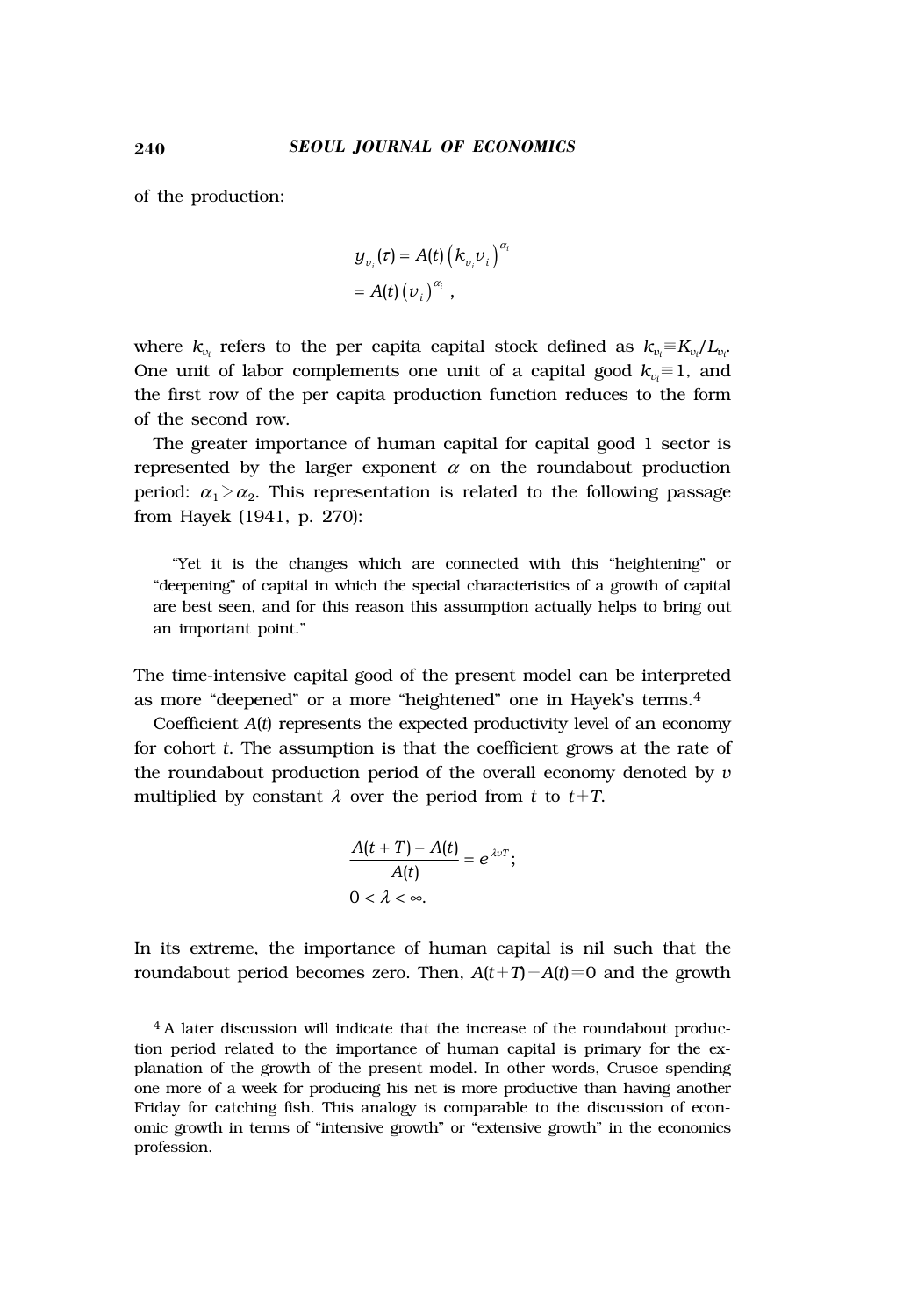of the production:

$$y_{\upsilon_i}(\tau) = A(t)\left(k_{\upsilon_i}\upsilon_i\right)^{\alpha_i}$$
$$= A(t)\left(\upsilon_i\right)^{\alpha_i},$$

where $k_{\upsilon_i}$ refers to the per capita capital stock defined as $k_{\upsilon_i} \equiv K_{\upsilon_i}/L_{\upsilon_i}$. One unit of labor complements one unit of a capital good $k_{\upsilon_i} \equiv 1$, and the first row of the per capita production function reduces to the form of the second row.

The greater importance of human capital for capital good 1 sector is represented by the larger exponent $\alpha$ on the roundabout production period: $\alpha_1 > \alpha_2$. This representation is related to the following passage from Hayek (1941, p. 270):

> "Yet it is the changes which are connected with this "heightening" or "deepening" of capital in which the special characteristics of a growth of capital are best seen, and for this reason this assumption actually helps to bring out an important point."

The time-intensive capital good of the present model can be interpreted as more "deepened" or a more "heightened" one in Hayek's terms.[4]

Coefficient $A(t)$ represents the expected productivity level of an economy for cohort $t$. The assumption is that the coefficient grows at the rate of the roundabout production period of the overall economy denoted by $\upsilon$ multiplied by constant $\lambda$ over the period from $t$ to $t+T$.

$$\frac{A(t+T) - A(t)}{A(t)} = e^{\lambda \upsilon T};$$
$$0 < \lambda < \infty.$$

In its extreme, the importance of human capital is nil such that the roundabout period becomes zero. Then, $A(t+T) - A(t) = 0$ and the growth

[4] A later discussion will indicate that the increase of the roundabout production period related to the importance of human capital is primary for the explanation of the growth of the present model. In other words, Crusoe spending one more of a week for producing his net is more productive than having another Friday for catching fish. This analogy is comparable to the discussion of economic growth in terms of "intensive growth" or "extensive growth" in the economics profession.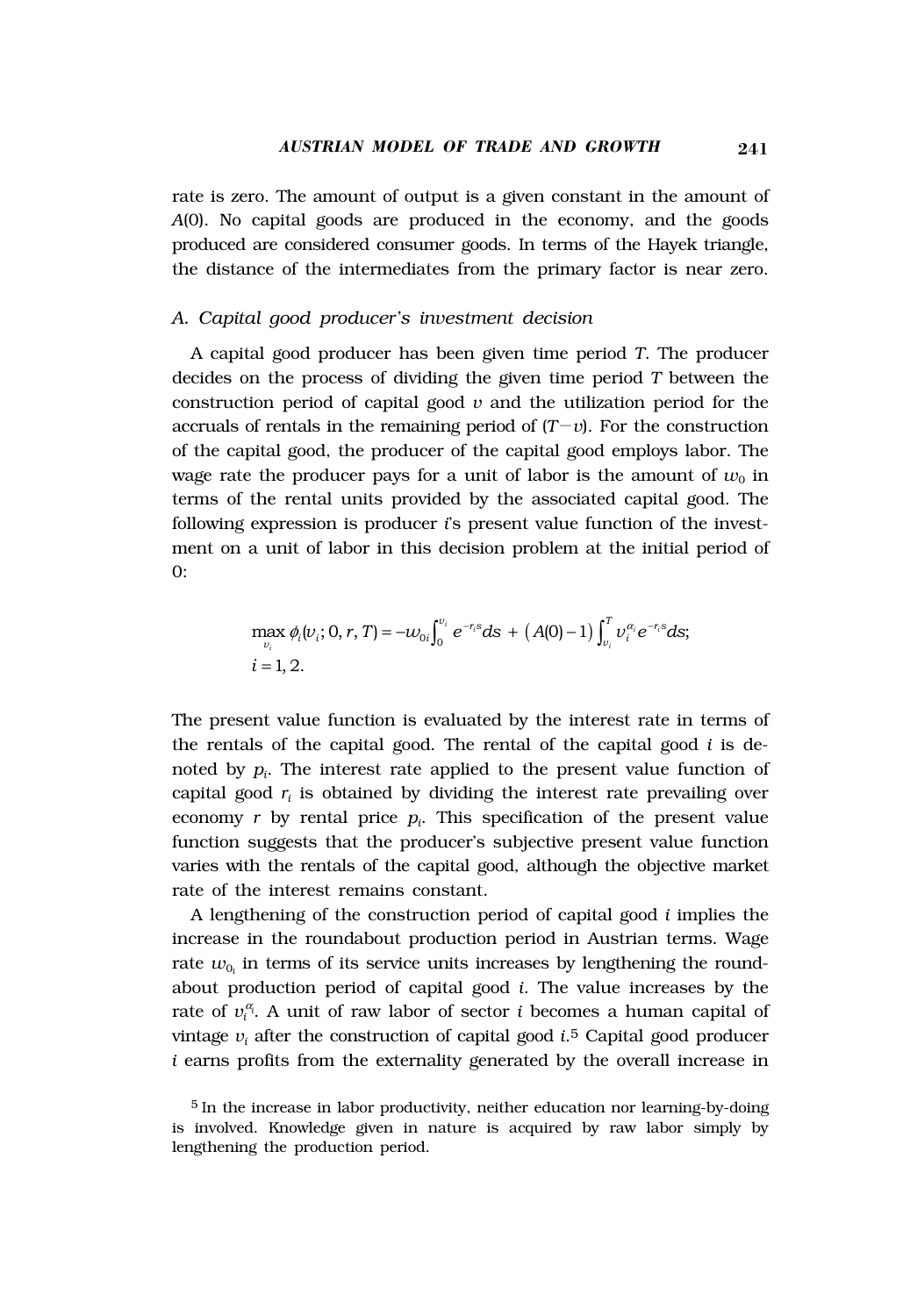rate is zero. The amount of output is a given constant in the amount of $A(0)$. No capital goods are produced in the economy, and the goods produced are considered consumer goods. In terms of the Hayek triangle, the distance of the intermediates from the primary factor is near zero.

### *A. Capital good producer's investment decision*

A capital good producer has been given time period $T$. The producer decides on the process of dividing the given time period $T$ between the construction period of capital good $v$ and the utilization period for the accruals of rentals in the remaining period of $(T-v)$. For the construction of the capital good, the producer of the capital good employs labor. The wage rate the producer pays for a unit of labor is the amount of $w_0$ in terms of the rental units provided by the associated capital good. The following expression is producer $i$'s present value function of the investment on a unit of labor in this decision problem at the initial period of 0:

$$\max_{v_i} \phi_i(v_i; 0, r, T) = -w_{0i}\int_0^{v_i} e^{-r_i s}ds + \left(A(0)-1\right)\int_{v_i}^{T} v_i^{\alpha_i} e^{-r_i s}ds;$$
$$i = 1, 2.$$

The present value function is evaluated by the interest rate in terms of the rentals of the capital good. The rental of the capital good $i$ is denoted by $p_i$. The interest rate applied to the present value function of capital good $r_i$ is obtained by dividing the interest rate prevailing over economy $r$ by rental price $p_i$. This specification of the present value function suggests that the producer's subjective present value function varies with the rentals of the capital good, although the objective market rate of the interest remains constant.

A lengthening of the construction period of capital good $i$ implies the increase in the roundabout production period in Austrian terms. Wage rate $w_{0_i}$ in terms of its service units increases by lengthening the roundabout production period of capital good $i$. The value increases by the rate of $v_i^{\alpha_i}$. A unit of raw labor of sector $i$ becomes a human capital of vintage $v_i$ after the construction of capital good $i$.[5] Capital good producer $i$ earns profits from the externality generated by the overall increase in

[5] In the increase in labor productivity, neither education nor learning-by-doing is involved. Knowledge given in nature is acquired by raw labor simply by lengthening the production period.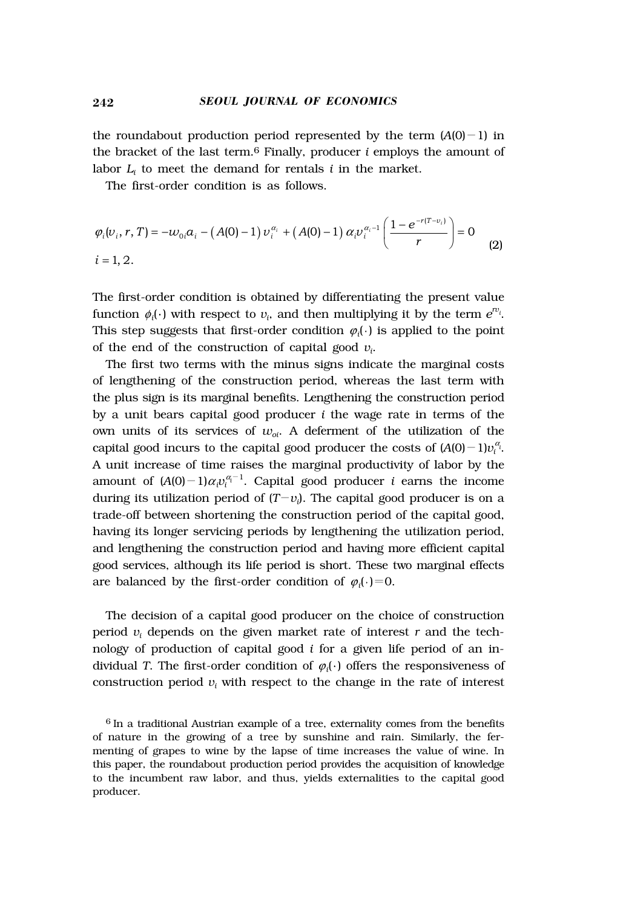the roundabout production period represented by the term $(A(0)-1)$ in the bracket of the last term.[6] Finally, producer $i$ employs the amount of labor $L_i$ to meet the demand for rentals $i$ in the market.

The first-order condition is as follows.

$$\varphi_i(\upsilon_i, r, T) = -w_{0i}a_i - \left(A(0)-1\right)\upsilon_i^{\alpha_i} + \left(A(0)-1\right)\alpha_i\upsilon_i^{\alpha_i-1}\left(\frac{1-e^{-r(T-\upsilon_i)}}{r}\right) = 0 \tag{2}$$

$$i = 1, 2.$$

The first-order condition is obtained by differentiating the present value function $\phi_i(\cdot)$ with respect to $\upsilon_i$, and then multiplying it by the term $e^{r\upsilon_i}$. This step suggests that first-order condition $\varphi_i(\cdot)$ is applied to the point of the end of the construction of capital good $\upsilon_i$.

The first two terms with the minus signs indicate the marginal costs of lengthening of the construction period, whereas the last term with the plus sign is its marginal benefits. Lengthening the construction period by a unit bears capital good producer $i$ the wage rate in terms of the own units of its services of $w_{oi}$. A deferment of the utilization of the capital good incurs to the capital good producer the costs of $(A(0)-1)\upsilon_i^{\alpha_i}$. A unit increase of time raises the marginal productivity of labor by the amount of $(A(0)-1)\alpha_i\upsilon_i^{\alpha_i-1}$. Capital good producer $i$ earns the income during its utilization period of $(T-\upsilon_i)$. The capital good producer is on a trade-off between shortening the construction period of the capital good, having its longer servicing periods by lengthening the utilization period, and lengthening the construction period and having more efficient capital good services, although its life period is short. These two marginal effects are balanced by the first-order condition of $\varphi_i(\cdot)=0$.

The decision of a capital good producer on the choice of construction period $\upsilon_i$ depends on the given market rate of interest $r$ and the technology of production of capital good $i$ for a given life period of an individual $T$. The first-order condition of $\varphi_i(\cdot)$ offers the responsiveness of construction period $\upsilon_i$ with respect to the change in the rate of interest

[6] In a traditional Austrian example of a tree, externality comes from the benefits of nature in the growing of a tree by sunshine and rain. Similarly, the fermenting of grapes to wine by the lapse of time increases the value of wine. In this paper, the roundabout production period provides the acquisition of knowledge to the incumbent raw labor, and thus, yields externalities to the capital good producer.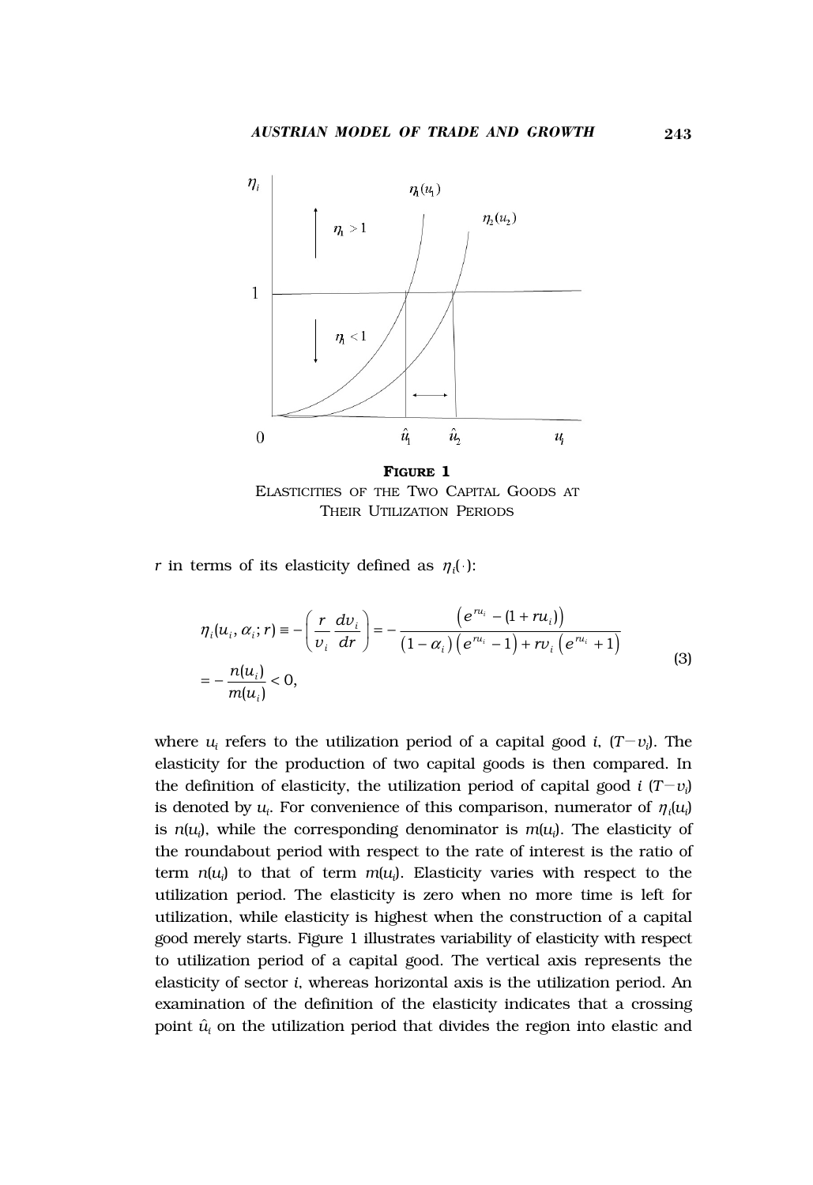**FIGURE 1**
ELASTICITIES OF THE TWO CAPITAL GOODS AT THEIR UTILIZATION PERIODS

$r$ in terms of its elasticity defined as $\eta_i(\cdot)$:

$$\eta_i(u_i, \alpha_i; r) \equiv -\left(\frac{r}{\upsilon_i}\frac{d\upsilon_i}{dr}\right) = -\frac{\left(e^{ru_i} - (1 + ru_i)\right)}{\left(1-\alpha_i\right)\left(e^{ru_i} - 1\right) + r\upsilon_i\left(e^{ru_i} + 1\right)}$$

$$= -\frac{n(u_i)}{m(u_i)} < 0, \tag{3}$$

where $u_i$ refers to the utilization period of a capital good $i$, $(T-\upsilon_i)$. The elasticity for the production of two capital goods is then compared. In the definition of elasticity, the utilization period of capital good $i$ $(T-\upsilon_i)$ is denoted by $u_i$. For convenience of this comparison, numerator of $\eta_i(u_i)$ is $n(u_i)$, while the corresponding denominator is $m(u_i)$. The elasticity of the roundabout period with respect to the rate of interest is the ratio of term $n(u_i)$ to that of term $m(u_i)$. Elasticity varies with respect to the utilization period. The elasticity is zero when no more time is left for utilization, while elasticity is highest when the construction of a capital good merely starts. Figure 1 illustrates variability of elasticity with respect to utilization period of a capital good. The vertical axis represents the elasticity of sector $i$, whereas horizontal axis is the utilization period. An examination of the definition of the elasticity indicates that a crossing point $\hat{u}_i$ on the utilization period that divides the region into elastic and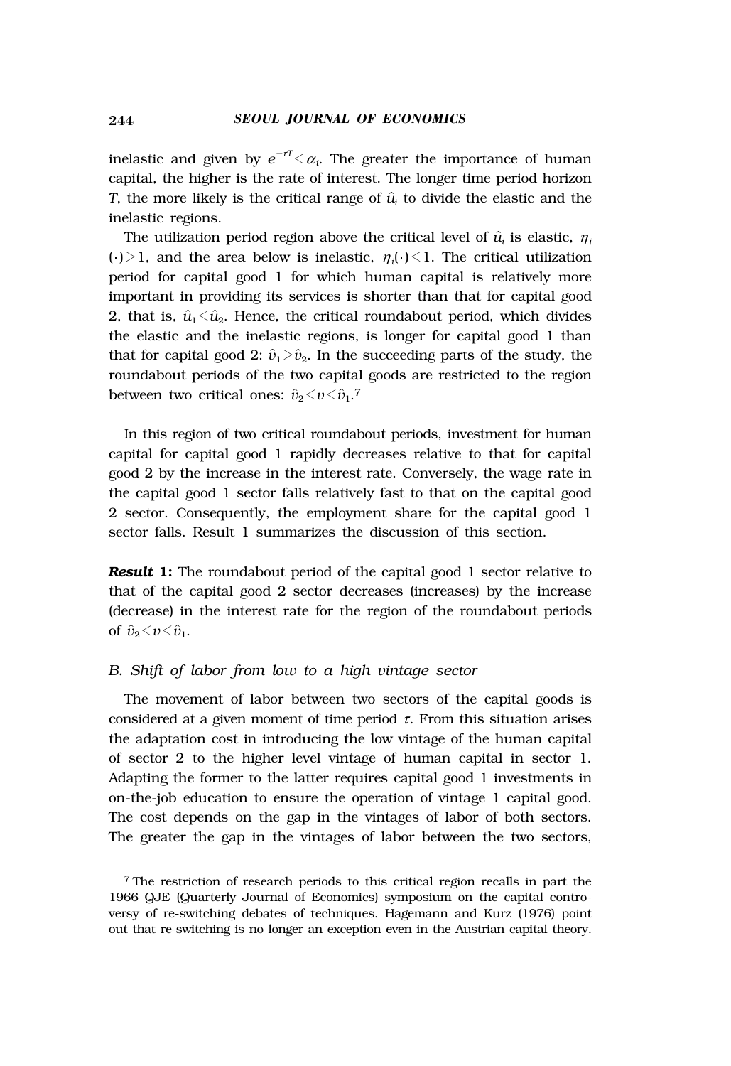inelastic and given by $e^{-rT} < \alpha_i$. The greater the importance of human capital, the higher is the rate of interest. The longer time period horizon $T$, the more likely is the critical range of $\hat{u}_i$ to divide the elastic and the inelastic regions.

The utilization period region above the critical level of $\hat{u}_i$ is elastic, $\eta_i(\cdot) > 1$, and the area below is inelastic, $\eta_i(\cdot) < 1$. The critical utilization period for capital good 1 for which human capital is relatively more important in providing its services is shorter than that for capital good 2, that is, $\hat{u}_1 < \hat{u}_2$. Hence, the critical roundabout period, which divides the elastic and the inelastic regions, is longer for capital good 1 than that for capital good 2: $\hat{v}_1 > \hat{v}_2$. In the succeeding parts of the study, the roundabout periods of the two capital goods are restricted to the region between two critical ones: $\hat{v}_2 < v < \hat{v}_1$.[7]

In this region of two critical roundabout periods, investment for human capital for capital good 1 rapidly decreases relative to that for capital good 2 by the increase in the interest rate. Conversely, the wage rate in the capital good 1 sector falls relatively fast to that on the capital good 2 sector. Consequently, the employment share for the capital good 1 sector falls. Result 1 summarizes the discussion of this section.

***Result* 1:** The roundabout period of the capital good 1 sector relative to that of the capital good 2 sector decreases (increases) by the increase (decrease) in the interest rate for the region of the roundabout periods of $\hat{v}_2 < v < \hat{v}_1$.

### B. Shift of labor from low to a high vintage sector

The movement of labor between two sectors of the capital goods is considered at a given moment of time period $\tau$. From this situation arises the adaptation cost in introducing the low vintage of the human capital of sector 2 to the higher level vintage of human capital in sector 1. Adapting the former to the latter requires capital good 1 investments in on-the-job education to ensure the operation of vintage 1 capital good. The cost depends on the gap in the vintages of labor of both sectors. The greater the gap in the vintages of labor between the two sectors,

[7] The restriction of research periods to this critical region recalls in part the 1966 QJE (Quarterly Journal of Economics) symposium on the capital controversy of re-switching debates of techniques. Hagemann and Kurz (1976) point out that re-switching is no longer an exception even in the Austrian capital theory.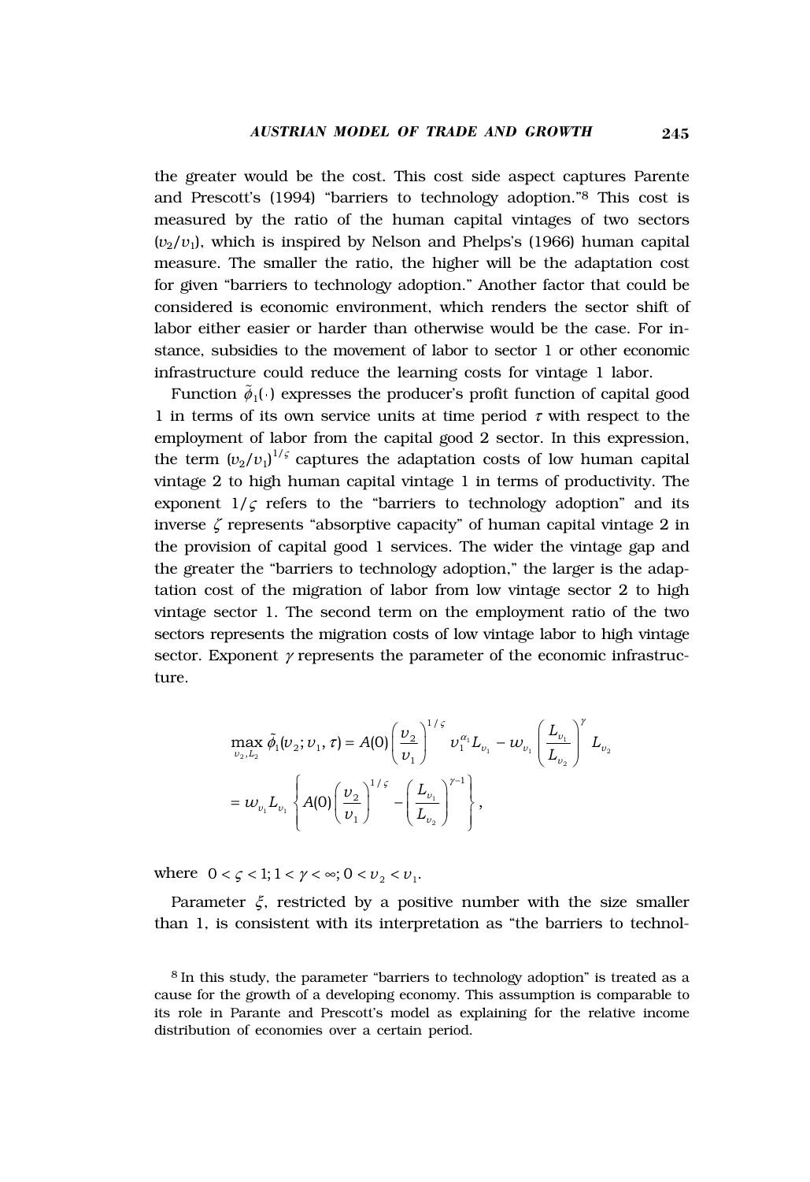the greater would be the cost. This cost side aspect captures Parente and Prescott's (1994) "barriers to technology adoption."[8] This cost is measured by the ratio of the human capital vintages of two sectors ($\upsilon_2/\upsilon_1$), which is inspired by Nelson and Phelps's (1966) human capital measure. The smaller the ratio, the higher will be the adaptation cost for given "barriers to technology adoption." Another factor that could be considered is economic environment, which renders the sector shift of labor either easier or harder than otherwise would be the case. For instance, subsidies to the movement of labor to sector 1 or other economic infrastructure could reduce the learning costs for vintage 1 labor.

Function $\tilde{\phi}_1(\cdot)$ expresses the producer's profit function of capital good 1 in terms of its own service units at time period $\tau$ with respect to the employment of labor from the capital good 2 sector. In this expression, the term $(\upsilon_2/\upsilon_1)^{1/\varsigma}$ captures the adaptation costs of low human capital vintage 2 to high human capital vintage 1 in terms of productivity. The exponent $1/\varsigma$ refers to the "barriers to technology adoption" and its inverse $\zeta$ represents "absorptive capacity" of human capital vintage 2 in the provision of capital good 1 services. The wider the vintage gap and the greater the "barriers to technology adoption," the larger is the adaptation cost of the migration of labor from low vintage sector 2 to high vintage sector 1. The second term on the employment ratio of the two sectors represents the migration costs of low vintage labor to high vintage sector. Exponent $\gamma$ represents the parameter of the economic infrastructure.

$$
\begin{aligned}
\max_{\upsilon_2, L_2} \tilde{\phi}_1(\upsilon_2; \upsilon_1, \tau) &= A(0)\left(\frac{\upsilon_2}{\upsilon_1}\right)^{1/\varsigma} \upsilon_1^{\alpha_1} L_{\upsilon_1} - w_{\upsilon_1}\left(\frac{L_{\upsilon_1}}{L_{\upsilon_2}}\right)^{\gamma} L_{\upsilon_2} \\
&= w_{\upsilon_1} L_{\upsilon_1}\left\{A(0)\left(\frac{\upsilon_2}{\upsilon_1}\right)^{1/\varsigma} - \left(\frac{L_{\upsilon_1}}{L_{\upsilon_2}}\right)^{\gamma-1}\right\},
\end{aligned}
$$

where $0 < \varsigma < 1; 1 < \gamma < \infty; 0 < \upsilon_2 < \upsilon_1$.

Parameter $\xi$, restricted by a positive number with the size smaller than 1, is consistent with its interpretation as "the barriers to technol-

[8] In this study, the parameter "barriers to technology adoption" is treated as a cause for the growth of a developing economy. This assumption is comparable to its role in Parante and Prescott's model as explaining for the relative income distribution of economies over a certain period.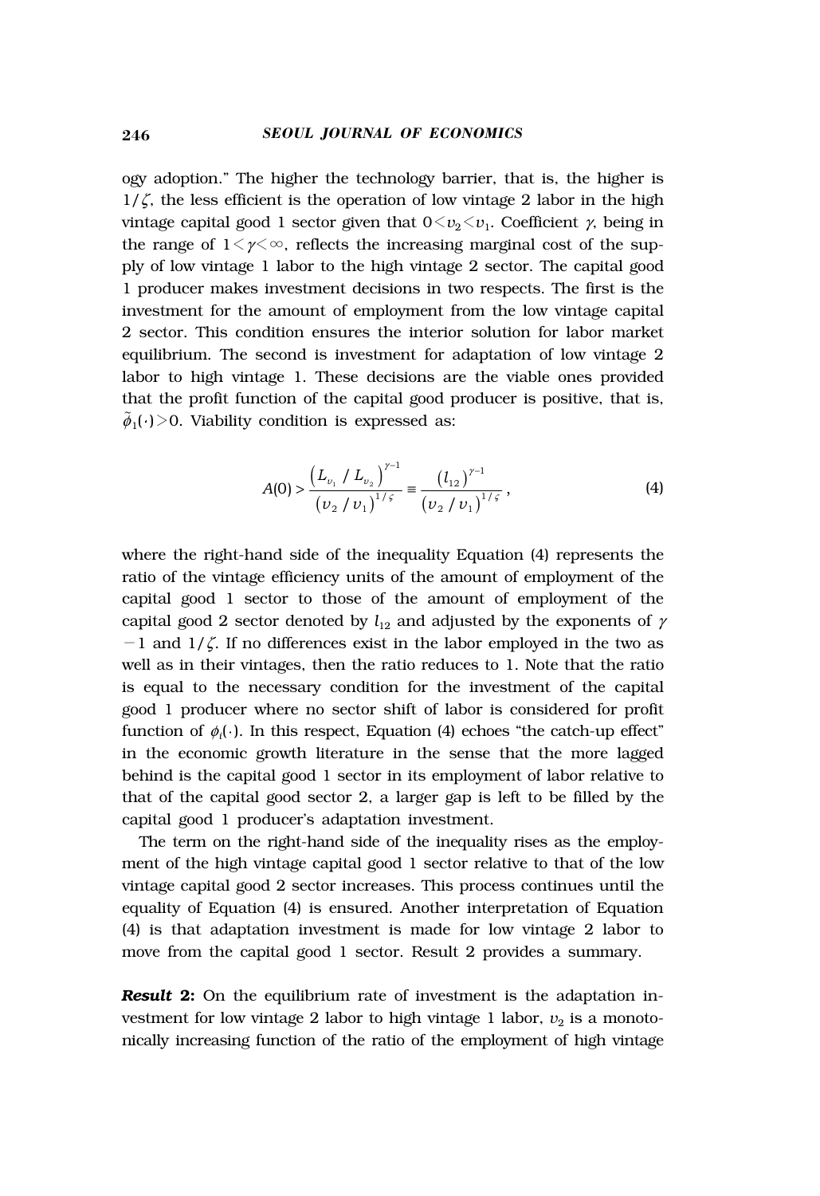ogy adoption." The higher the technology barrier, that is, the higher is $1/\zeta$, the less efficient is the operation of low vintage 2 labor in the high vintage capital good 1 sector given that $0<\upsilon_2<\upsilon_1$. Coefficient $\gamma$, being in the range of $1<\gamma<\infty$, reflects the increasing marginal cost of the supply of low vintage 1 labor to the high vintage 2 sector. The capital good 1 producer makes investment decisions in two respects. The first is the investment for the amount of employment from the low vintage capital 2 sector. This condition ensures the interior solution for labor market equilibrium. The second is investment for adaptation of low vintage 2 labor to high vintage 1. These decisions are the viable ones provided that the profit function of the capital good producer is positive, that is, $\tilde{\phi}_1(\cdot)>0$. Viability condition is expressed as:

$$A(0) > \frac{\left(L_{\upsilon_1} / L_{\upsilon_2}\right)^{\gamma-1}}{\left(\upsilon_2 / \upsilon_1\right)^{1/\varsigma}} \equiv \frac{\left(l_{12}\right)^{\gamma-1}}{\left(\upsilon_2 / \upsilon_1\right)^{1/\varsigma}}, \tag{4}$$

where the right-hand side of the inequality Equation (4) represents the ratio of the vintage efficiency units of the amount of employment of the capital good 1 sector to those of the amount of employment of the capital good 2 sector denoted by $l_{12}$ and adjusted by the exponents of $\gamma-1$ and $1/\zeta$. If no differences exist in the labor employed in the two as well as in their vintages, then the ratio reduces to 1. Note that the ratio is equal to the necessary condition for the investment of the capital good 1 producer where no sector shift of labor is considered for profit function of $\phi_i(\cdot)$. In this respect, Equation (4) echoes "the catch-up effect" in the economic growth literature in the sense that the more lagged behind is the capital good 1 sector in its employment of labor relative to that of the capital good sector 2, a larger gap is left to be filled by the capital good 1 producer's adaptation investment.

The term on the right-hand side of the inequality rises as the employment of the high vintage capital good 1 sector relative to that of the low vintage capital good 2 sector increases. This process continues until the equality of Equation (4) is ensured. Another interpretation of Equation (4) is that adaptation investment is made for low vintage 2 labor to move from the capital good 1 sector. Result 2 provides a summary.

***Result* 2:** On the equilibrium rate of investment is the adaptation investment for low vintage 2 labor to high vintage 1 labor, $\upsilon_2$ is a monotonically increasing function of the ratio of the employment of high vintage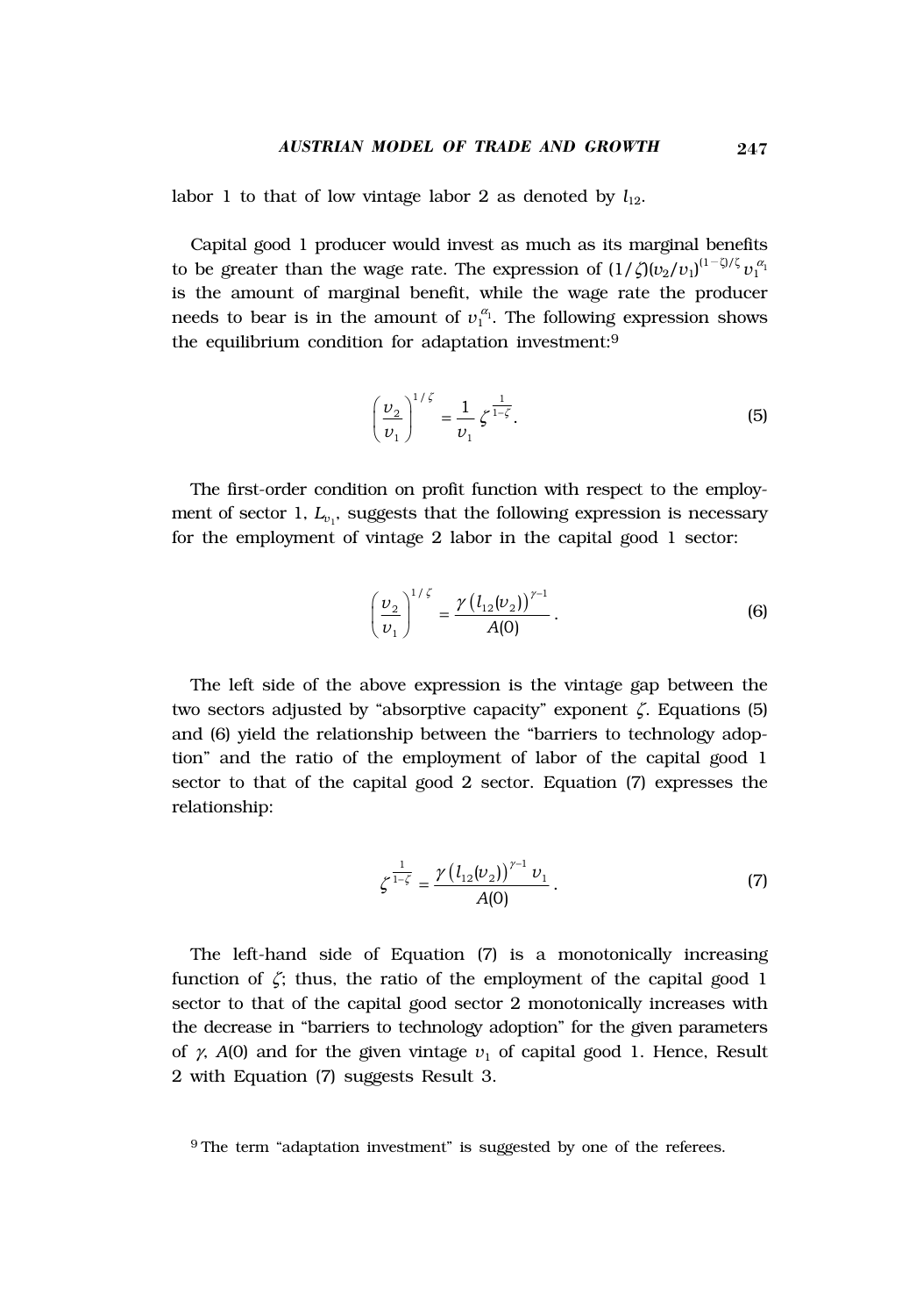labor 1 to that of low vintage labor 2 as denoted by $l_{12}$.

Capital good 1 producer would invest as much as its marginal benefits to be greater than the wage rate. The expression of $(1/\zeta)(v_2/v_1)^{(1-\zeta)/\zeta} v_1^{\alpha_1}$ is the amount of marginal benefit, while the wage rate the producer needs to bear is in the amount of $v_1^{\alpha_1}$. The following expression shows the equilibrium condition for adaptation investment:[9]

$$\left(\frac{v_2}{v_1}\right)^{1/\zeta} = \frac{1}{v_1}\zeta^{\frac{1}{1-\zeta}}. \tag{5}$$

The first-order condition on profit function with respect to the employment of sector 1, $L_{v_1}$, suggests that the following expression is necessary for the employment of vintage 2 labor in the capital good 1 sector:

$$\left(\frac{v_2}{v_1}\right)^{1/\zeta} = \frac{\gamma\left(l_{12}(v_2)\right)^{\gamma-1}}{A(0)}. \tag{6}$$

The left side of the above expression is the vintage gap between the two sectors adjusted by "absorptive capacity" exponent $\zeta$. Equations (5) and (6) yield the relationship between the "barriers to technology adoption" and the ratio of the employment of labor of the capital good 1 sector to that of the capital good 2 sector. Equation (7) expresses the relationship:

$$\zeta^{\frac{1}{1-\zeta}} = \frac{\gamma\left(l_{12}(v_2)\right)^{\gamma-1} v_1}{A(0)}. \tag{7}$$

The left-hand side of Equation (7) is a monotonically increasing function of $\zeta$; thus, the ratio of the employment of the capital good 1 sector to that of the capital good sector 2 monotonically increases with the decrease in "barriers to technology adoption" for the given parameters of $\gamma$, $A(0)$ and for the given vintage $v_1$ of capital good 1. Hence, Result 2 with Equation (7) suggests Result 3.

[9] The term "adaptation investment" is suggested by one of the referees.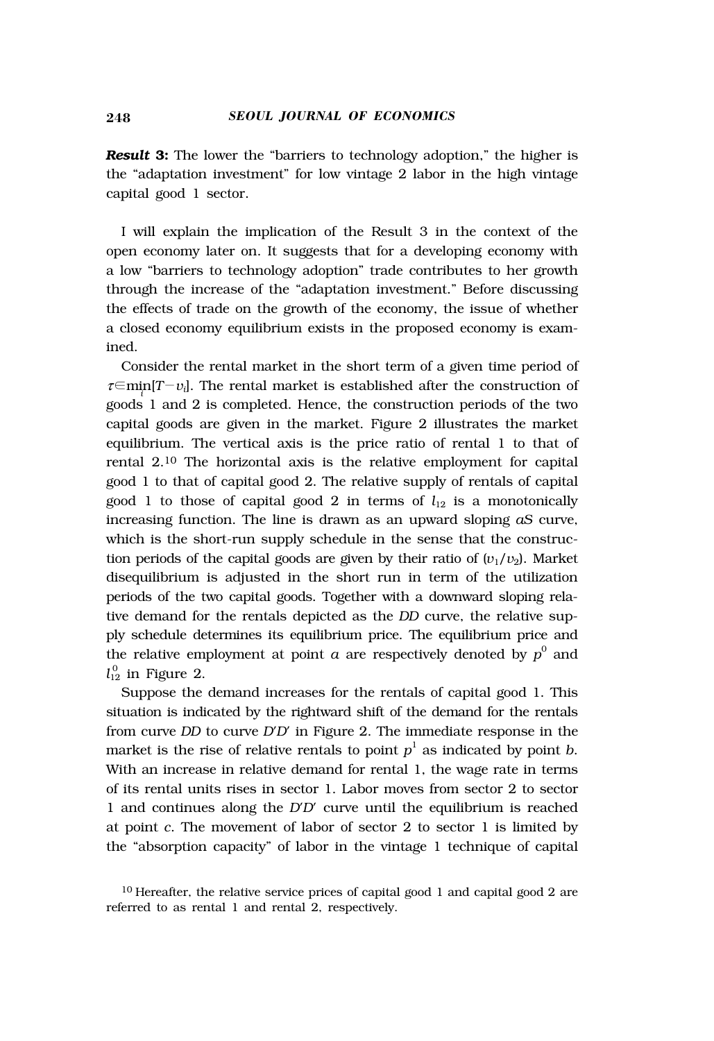***Result* 3:** The lower the "barriers to technology adoption," the higher is the "adaptation investment" for low vintage 2 labor in the high vintage capital good 1 sector.

I will explain the implication of the Result 3 in the context of the open economy later on. It suggests that for a developing economy with a low "barriers to technology adoption" trade contributes to her growth through the increase of the "adaptation investment." Before discussing the effects of trade on the growth of the economy, the issue of whether a closed economy equilibrium exists in the proposed economy is examined.

Consider the rental market in the short term of a given time period of $\tau \in \min_i [T - v_i]$. The rental market is established after the construction of goods 1 and 2 is completed. Hence, the construction periods of the two capital goods are given in the market. Figure 2 illustrates the market equilibrium. The vertical axis is the price ratio of rental 1 to that of rental 2.[10] The horizontal axis is the relative employment for capital good 1 to that of capital good 2. The relative supply of rentals of capital good 1 to those of capital good 2 in terms of $l_{12}$ is a monotonically increasing function. The line is drawn as an upward sloping *aS* curve, which is the short-run supply schedule in the sense that the construction periods of the capital goods are given by their ratio of $(v_1/v_2)$. Market disequilibrium is adjusted in the short run in term of the utilization periods of the two capital goods. Together with a downward sloping relative demand for the rentals depicted as the *DD* curve, the relative supply schedule determines its equilibrium price. The equilibrium price and the relative employment at point *a* are respectively denoted by $p^0$ and $l_{12}^0$ in Figure 2.

Suppose the demand increases for the rentals of capital good 1. This situation is indicated by the rightward shift of the demand for the rentals from curve *DD* to curve *D′D′* in Figure 2. The immediate response in the market is the rise of relative rentals to point $p^1$ as indicated by point *b*. With an increase in relative demand for rental 1, the wage rate in terms of its rental units rises in sector 1. Labor moves from sector 2 to sector 1 and continues along the *D′D′* curve until the equilibrium is reached at point *c*. The movement of labor of sector 2 to sector 1 is limited by the "absorption capacity" of labor in the vintage 1 technique of capital

[10] Hereafter, the relative service prices of capital good 1 and capital good 2 are referred to as rental 1 and rental 2, respectively.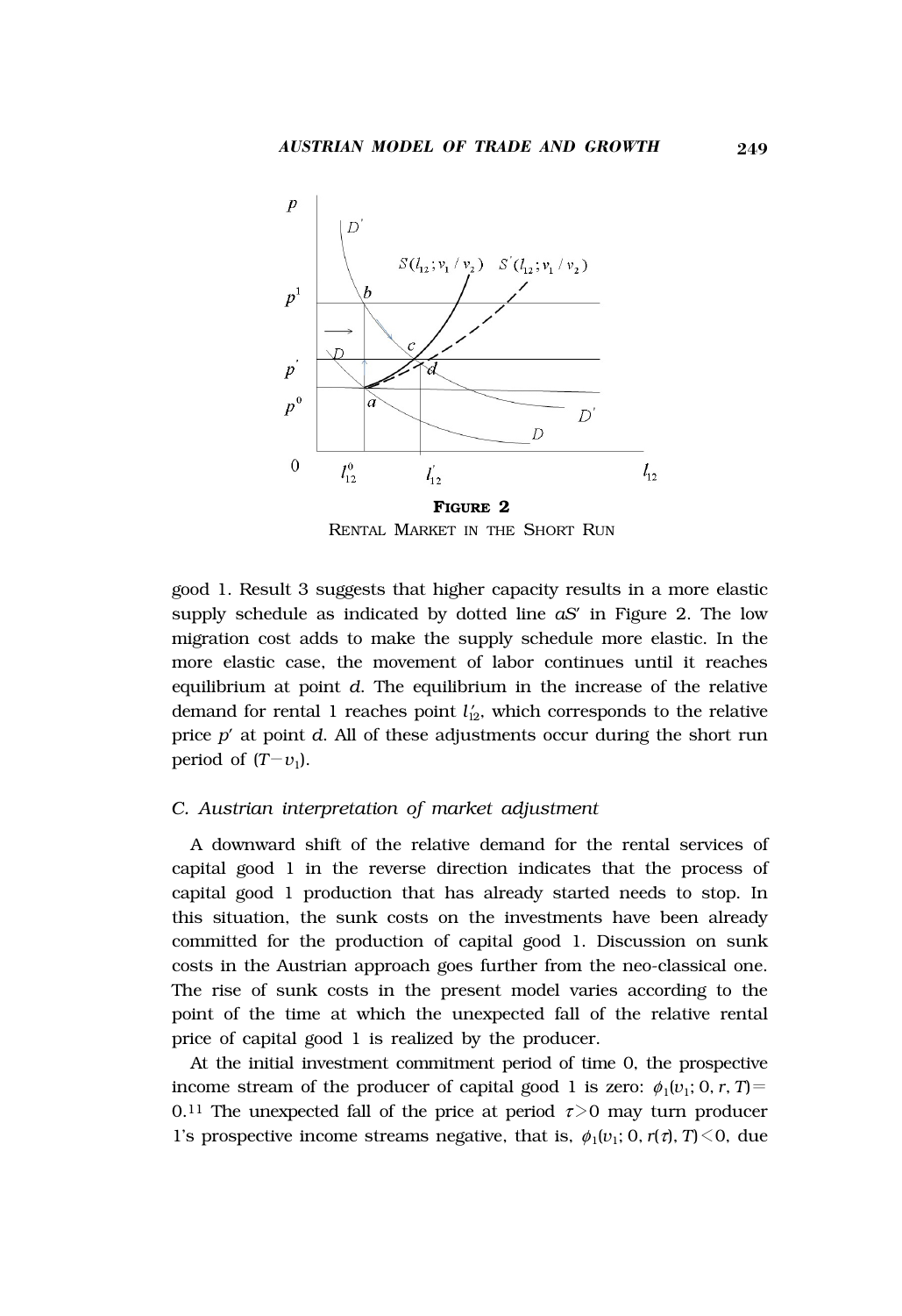**FIGURE 2**

RENTAL MARKET IN THE SHORT RUN

good 1. Result 3 suggests that higher capacity results in a more elastic supply schedule as indicated by dotted line $aS'$ in Figure 2. The low migration cost adds to make the supply schedule more elastic. In the more elastic case, the movement of labor continues until it reaches equilibrium at point *d*. The equilibrium in the increase of the relative demand for rental 1 reaches point $l'_{12}$, which corresponds to the relative price $p'$ at point *d*. All of these adjustments occur during the short run period of $(T-v_1)$.

### *C. Austrian interpretation of market adjustment*

A downward shift of the relative demand for the rental services of capital good 1 in the reverse direction indicates that the process of capital good 1 production that has already started needs to stop. In this situation, the sunk costs on the investments have been already committed for the production of capital good 1. Discussion on sunk costs in the Austrian approach goes further from the neo-classical one. The rise of sunk costs in the present model varies according to the point of the time at which the unexpected fall of the relative rental price of capital good 1 is realized by the producer.

At the initial investment commitment period of time 0, the prospective income stream of the producer of capital good 1 is zero: $\phi_1(v_1; 0, r, T)=0$.[11] The unexpected fall of the price at period $\tau>0$ may turn producer 1's prospective income streams negative, that is, $\phi_1(v_1; 0, r(\tau), T)<0$, due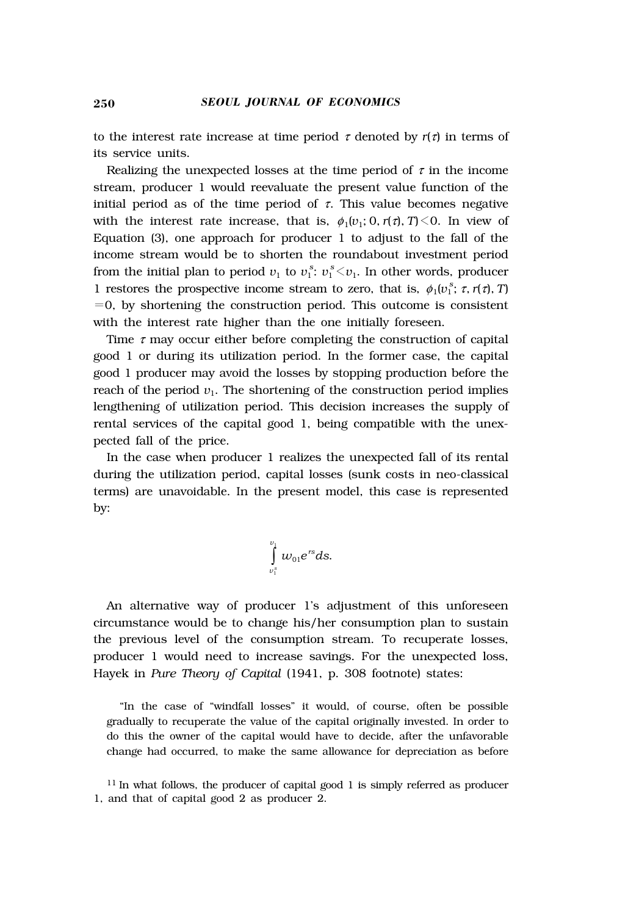to the interest rate increase at time period $\tau$ denoted by $r(\tau)$ in terms of its service units.

Realizing the unexpected losses at the time period of $\tau$ in the income stream, producer 1 would reevaluate the present value function of the initial period as of the time period of $\tau$. This value becomes negative with the interest rate increase, that is, $\phi_1(v_1; 0, r(\tau), T) < 0$. In view of Equation (3), one approach for producer 1 to adjust to the fall of the income stream would be to shorten the roundabout investment period from the initial plan to period $v_1$ to $v_1^s$: $v_1^s < v_1$. In other words, producer 1 restores the prospective income stream to zero, that is, $\phi_1(v_1^s; \tau, r(\tau), T) = 0$, by shortening the construction period. This outcome is consistent with the interest rate higher than the one initially foreseen.

Time $\tau$ may occur either before completing the construction of capital good 1 or during its utilization period. In the former case, the capital good 1 producer may avoid the losses by stopping production before the reach of the period $v_1$. The shortening of the construction period implies lengthening of utilization period. This decision increases the supply of rental services of the capital good 1, being compatible with the unexpected fall of the price.

In the case when producer 1 realizes the unexpected fall of its rental during the utilization period, capital losses (sunk costs in neo-classical terms) are unavoidable. In the present model, this case is represented by:

$$\int_{v_1^s}^{v_1} w_{01} e^{rs} ds.$$

An alternative way of producer 1's adjustment of this unforeseen circumstance would be to change his/her consumption plan to sustain the previous level of the consumption stream. To recuperate losses, producer 1 would need to increase savings. For the unexpected loss, Hayek in *Pure Theory of Capital* (1941, p. 308 footnote) states:

> "In the case of "windfall losses" it would, of course, often be possible gradually to recuperate the value of the capital originally invested. In order to do this the owner of the capital would have to decide, after the unfavorable change had occurred, to make the same allowance for depreciation as before

[11] In what follows, the producer of capital good 1 is simply referred as producer 1, and that of capital good 2 as producer 2.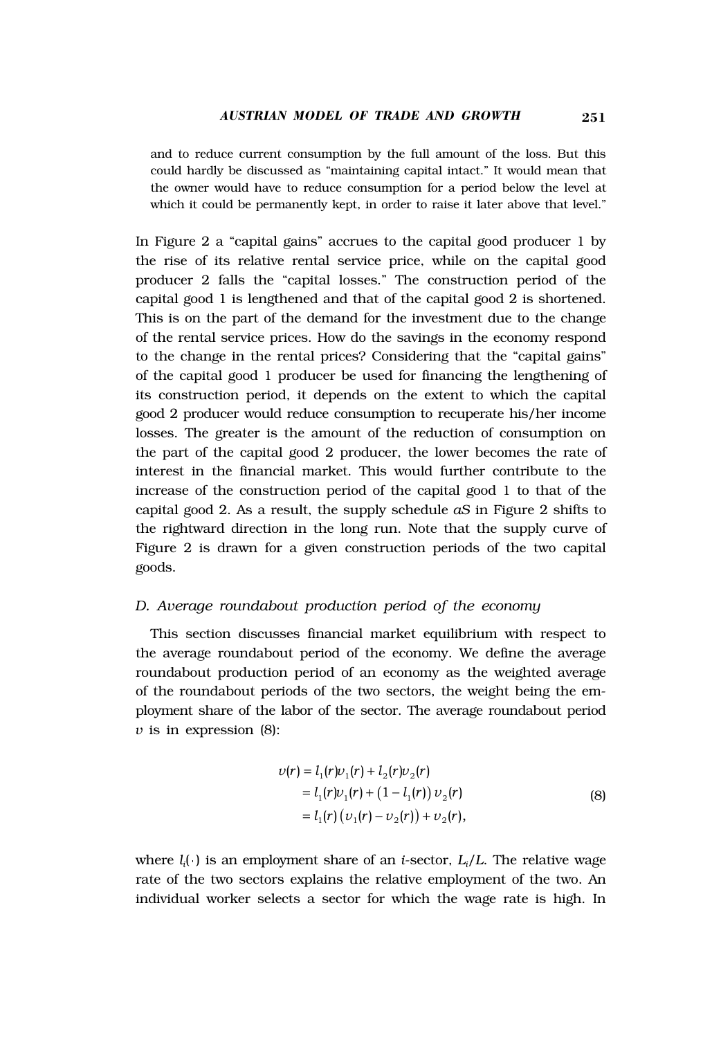and to reduce current consumption by the full amount of the loss. But this could hardly be discussed as "maintaining capital intact." It would mean that the owner would have to reduce consumption for a period below the level at which it could be permanently kept, in order to raise it later above that level."

In Figure 2 a "capital gains" accrues to the capital good producer 1 by the rise of its relative rental service price, while on the capital good producer 2 falls the "capital losses." The construction period of the capital good 1 is lengthened and that of the capital good 2 is shortened. This is on the part of the demand for the investment due to the change of the rental service prices. How do the savings in the economy respond to the change in the rental prices? Considering that the "capital gains" of the capital good 1 producer be used for financing the lengthening of its construction period, it depends on the extent to which the capital good 2 producer would reduce consumption to recuperate his/her income losses. The greater is the amount of the reduction of consumption on the part of the capital good 2 producer, the lower becomes the rate of interest in the financial market. This would further contribute to the increase of the construction period of the capital good 1 to that of the capital good 2. As a result, the supply schedule *aS* in Figure 2 shifts to the rightward direction in the long run. Note that the supply curve of Figure 2 is drawn for a given construction periods of the two capital goods.

### *D. Average roundabout production period of the economy*

This section discusses financial market equilibrium with respect to the average roundabout period of the economy. We define the average roundabout production period of an economy as the weighted average of the roundabout periods of the two sectors, the weight being the employment share of the labor of the sector. The average roundabout period $\upsilon$ is in expression (8):

$$
\begin{aligned}
\upsilon(r) &= l_1(r)\upsilon_1(r) + l_2(r)\upsilon_2(r) \\
&= l_1(r)\upsilon_1(r) + (1 - l_1(r))\,\upsilon_2(r) \\
&= l_1(r)\,(\upsilon_1(r) - \upsilon_2(r)) + \upsilon_2(r),
\end{aligned}
\tag{8}
$$

where $l_i(\cdot)$ is an employment share of an *i*-sector, $L_i/L$. The relative wage rate of the two sectors explains the relative employment of the two. An individual worker selects a sector for which the wage rate is high. In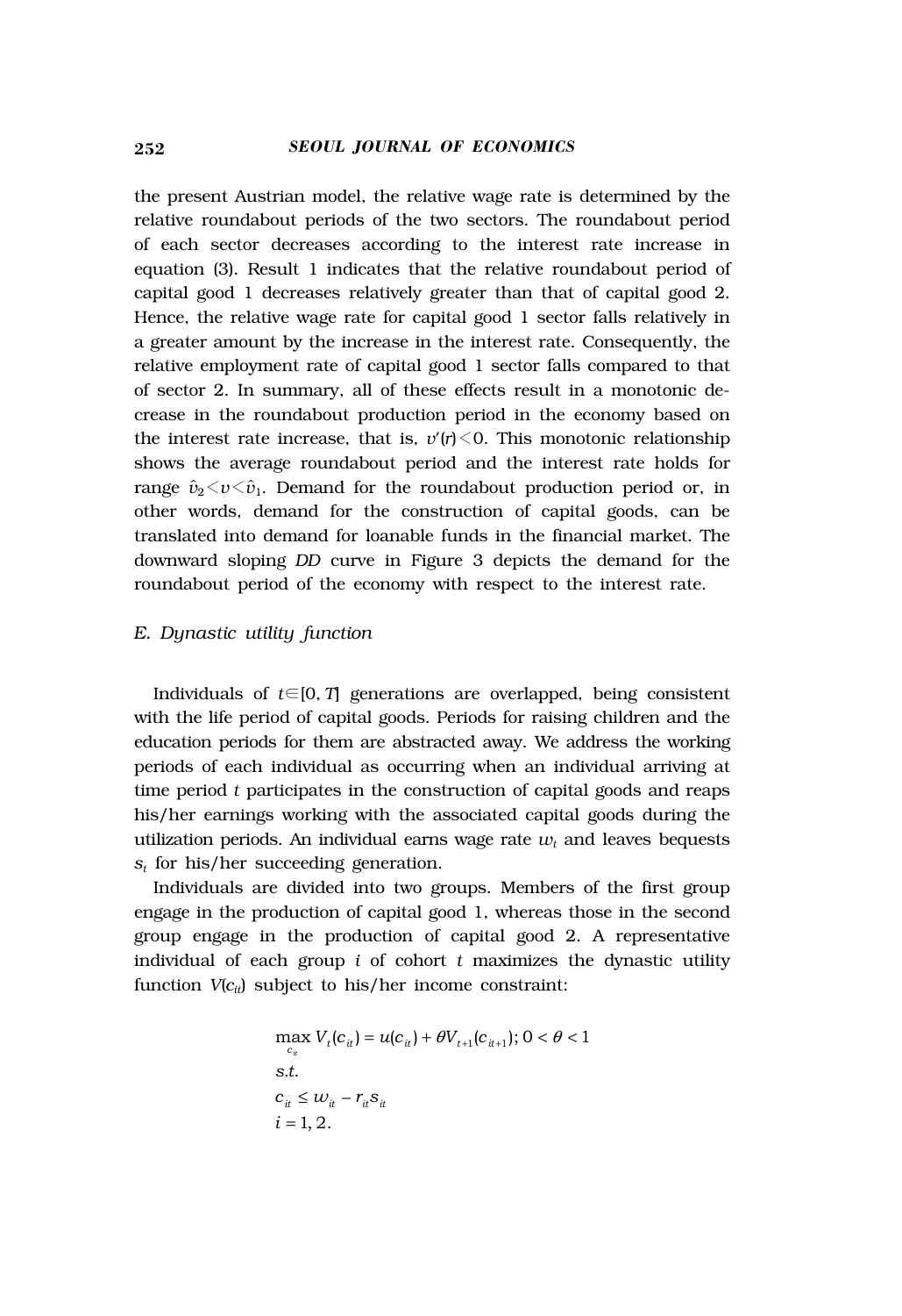the present Austrian model, the relative wage rate is determined by the relative roundabout periods of the two sectors. The roundabout period of each sector decreases according to the interest rate increase in equation (3). Result 1 indicates that the relative roundabout period of capital good 1 decreases relatively greater than that of capital good 2. Hence, the relative wage rate for capital good 1 sector falls relatively in a greater amount by the increase in the interest rate. Consequently, the relative employment rate of capital good 1 sector falls compared to that of sector 2. In summary, all of these effects result in a monotonic decrease in the roundabout production period in the economy based on the interest rate increase, that is, $v'(r)<0$. This monotonic relationship shows the average roundabout period and the interest rate holds for range $\hat{v}_2<v<\hat{v}_1$. Demand for the roundabout production period or, in other words, demand for the construction of capital goods, can be translated into demand for loanable funds in the financial market. The downward sloping *DD* curve in Figure 3 depicts the demand for the roundabout period of the economy with respect to the interest rate.

### *E. Dynastic utility function*

Individuals of $t\in[0, T]$ generations are overlapped, being consistent with the life period of capital goods. Periods for raising children and the education periods for them are abstracted away. We address the working periods of each individual as occurring when an individual arriving at time period $t$ participates in the construction of capital goods and reaps his/her earnings working with the associated capital goods during the utilization periods. An individual earns wage rate $w_t$ and leaves bequests $s_t$ for his/her succeeding generation.

Individuals are divided into two groups. Members of the first group engage in the production of capital good 1, whereas those in the second group engage in the production of capital good 2. A representative individual of each group $i$ of cohort $t$ maximizes the dynastic utility function $V(c_{it})$ subject to his/her income constraint:

$$
\begin{aligned}
&\max_{c_{it}} V_t(c_{it}) = u(c_{it}) + \theta V_{t+1}(c_{it+1});\ 0 < \theta < 1 \\
&s.t. \\
&c_{it} \leq w_{it} - r_{it}s_{it} \\
&i = 1, 2.
\end{aligned}
$$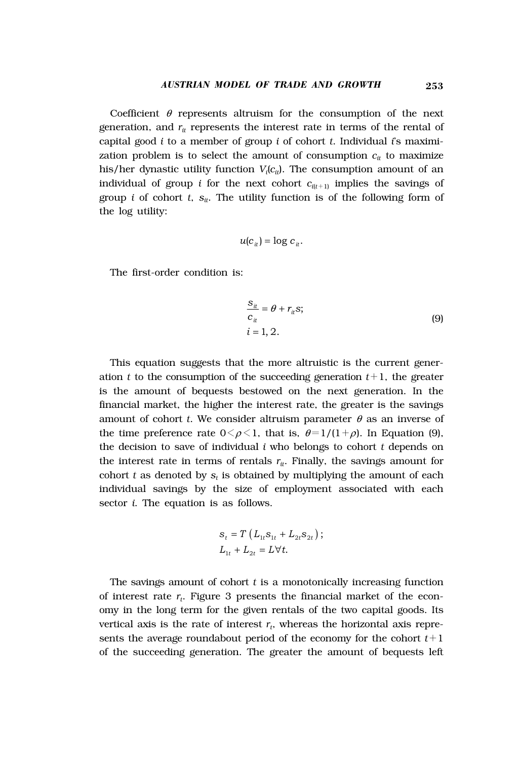Coefficient $\theta$ represents altruism for the consumption of the next generation, and $r_{it}$ represents the interest rate in terms of the rental of capital good $i$ to a member of group $i$ of cohort $t$. Individual $i$'s maximization problem is to select the amount of consumption $c_{it}$ to maximize his/her dynastic utility function $V_i(c_{it})$. The consumption amount of an individual of group $i$ for the next cohort $c_{i(t+1)}$ implies the savings of group $i$ of cohort $t$, $s_{it}$. The utility function is of the following form of the log utility:

$$u(c_{it}) = \log c_{it}.$$

The first-order condition is:

$$\frac{s_{it}}{c_{it}} = \theta + r_{it}s; \quad i = 1, 2. \tag{9}$$

This equation suggests that the more altruistic is the current generation $t$ to the consumption of the succeeding generation $t+1$, the greater is the amount of bequests bestowed on the next generation. In the financial market, the higher the interest rate, the greater is the savings amount of cohort $t$. We consider altruism parameter $\theta$ as an inverse of the time preference rate $0<\rho<1$, that is, $\theta=1/(1+\rho)$. In Equation (9), the decision to save of individual $i$ who belongs to cohort $t$ depends on the interest rate in terms of rentals $r_{it}$. Finally, the savings amount for cohort $t$ as denoted by $s_t$ is obtained by multiplying the amount of each individual savings by the size of employment associated with each sector $i$. The equation is as follows.

$$s_t = T\left(L_{1t}s_{1t} + L_{2t}s_{2t}\right);$$
$$L_{1t} + L_{2t} = L \forall t.$$

The savings amount of cohort $t$ is a monotonically increasing function of interest rate $r_t$. Figure 3 presents the financial market of the economy in the long term for the given rentals of the two capital goods. Its vertical axis is the rate of interest $r_t$, whereas the horizontal axis represents the average roundabout period of the economy for the cohort $t+1$ of the succeeding generation. The greater the amount of bequests left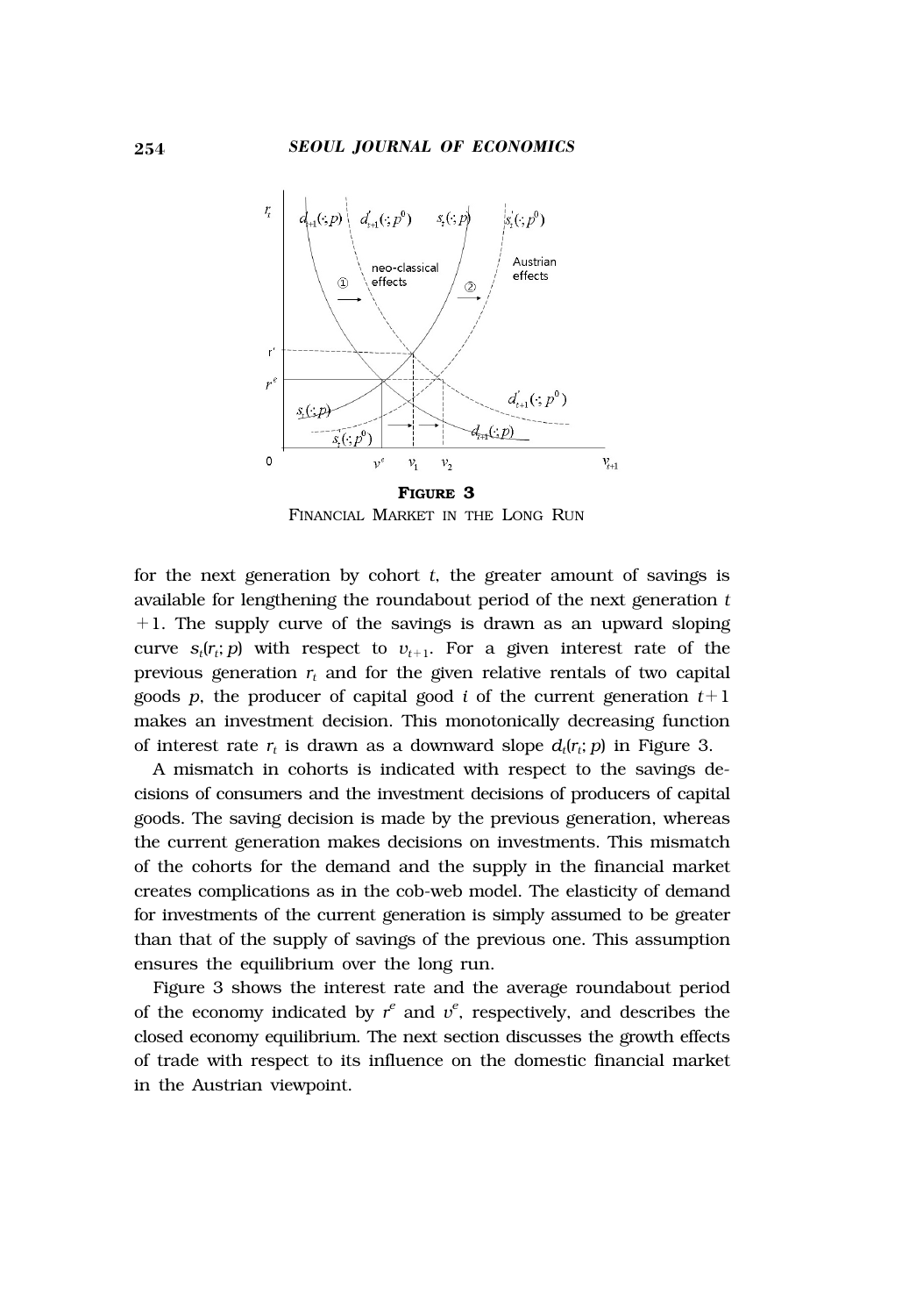**FIGURE 3**

FINANCIAL MARKET IN THE LONG RUN

for the next generation by cohort $t$, the greater amount of savings is available for lengthening the roundabout period of the next generation $t+1$. The supply curve of the savings is drawn as an upward sloping curve $s_t(r_t; p)$ with respect to $v_{t+1}$. For a given interest rate of the previous generation $r_t$ and for the given relative rentals of two capital goods $p$, the producer of capital good $i$ of the current generation $t+1$ makes an investment decision. This monotonically decreasing function of interest rate $r_t$ is drawn as a downward slope $d_t(r_t; p)$ in Figure 3.

A mismatch in cohorts is indicated with respect to the savings decisions of consumers and the investment decisions of producers of capital goods. The saving decision is made by the previous generation, whereas the current generation makes decisions on investments. This mismatch of the cohorts for the demand and the supply in the financial market creates complications as in the cob-web model. The elasticity of demand for investments of the current generation is simply assumed to be greater than that of the supply of savings of the previous one. This assumption ensures the equilibrium over the long run.

Figure 3 shows the interest rate and the average roundabout period of the economy indicated by $r^e$ and $v^e$, respectively, and describes the closed economy equilibrium. The next section discusses the growth effects of trade with respect to its influence on the domestic financial market in the Austrian viewpoint.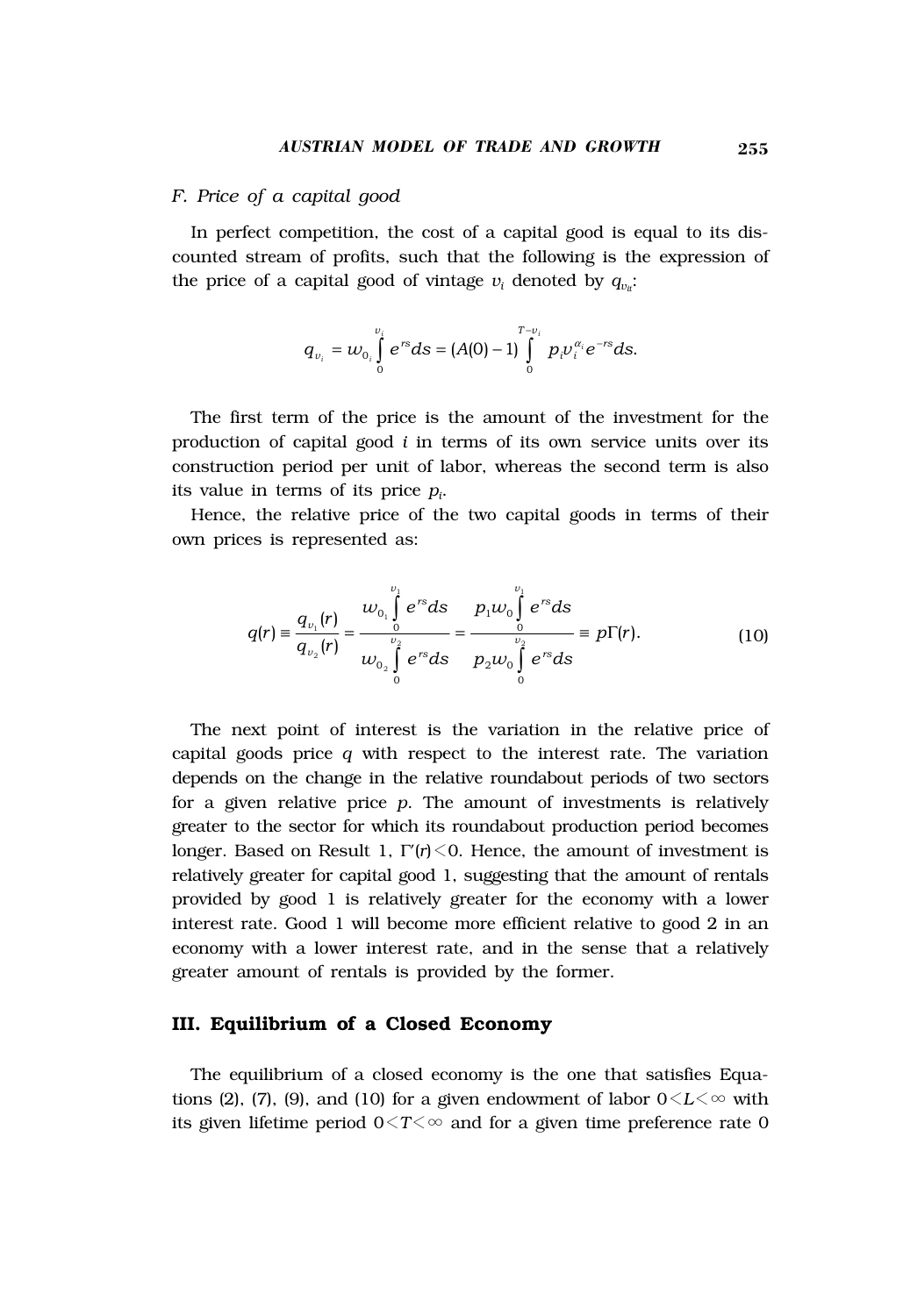*F. Price of a capital good*

In perfect competition, the cost of a capital good is equal to its discounted stream of profits, such that the following is the expression of the price of a capital good of vintage $v_i$ denoted by $q_{v_{it}}$:

$$q_{v_i} = w_{0_i} \int_0^{v_i} e^{rs} ds = (A(0) - 1) \int_0^{T - v_i} p_i v_i^{\alpha_i} e^{-rs} ds.$$

The first term of the price is the amount of the investment for the production of capital good $i$ in terms of its own service units over its construction period per unit of labor, whereas the second term is also its value in terms of its price $p_i$.

Hence, the relative price of the two capital goods in terms of their own prices is represented as:

$$q(r) \equiv \frac{q_{v_1}(r)}{q_{v_2}(r)} = \frac{w_{0_1} \int_0^{v_1} e^{rs} ds}{w_{0_2} \int_0^{v_2} e^{rs} ds} = \frac{p_1 w_0 \int_0^{v_1} e^{rs} ds}{p_2 w_0 \int_0^{v_2} e^{rs} ds} \equiv p\Gamma(r). \tag{10}$$

The next point of interest is the variation in the relative price of capital goods price $q$ with respect to the interest rate. The variation depends on the change in the relative roundabout periods of two sectors for a given relative price $p$. The amount of investments is relatively greater to the sector for which its roundabout production period becomes longer. Based on Result 1, $\Gamma'(r) < 0$. Hence, the amount of investment is relatively greater for capital good 1, suggesting that the amount of rentals provided by good 1 is relatively greater for the economy with a lower interest rate. Good 1 will become more efficient relative to good 2 in an economy with a lower interest rate, and in the sense that a relatively greater amount of rentals is provided by the former.

## III. Equilibrium of a Closed Economy

The equilibrium of a closed economy is the one that satisfies Equations (2), (7), (9), and (10) for a given endowment of labor $0 < L < \infty$ with its given lifetime period $0 < T < \infty$ and for a given time preference rate 0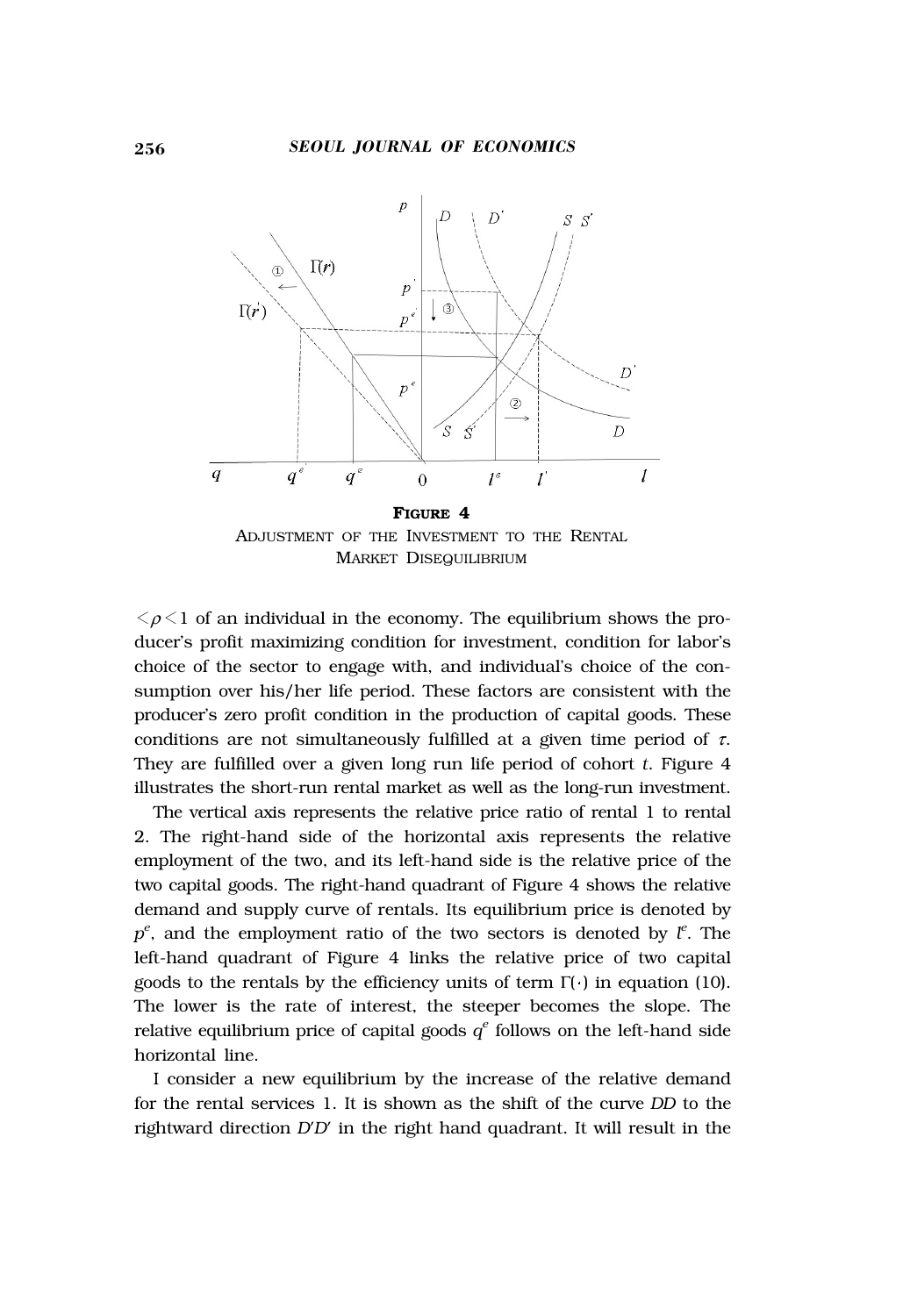**FIGURE 4**
ADJUSTMENT OF THE INVESTMENT TO THE RENTAL MARKET DISEQUILIBRIUM

$<\rho<1$ of an individual in the economy. The equilibrium shows the producer's profit maximizing condition for investment, condition for labor's choice of the sector to engage with, and individual's choice of the consumption over his/her life period. These factors are consistent with the producer's zero profit condition in the production of capital goods. These conditions are not simultaneously fulfilled at a given time period of $\tau$. They are fulfilled over a given long run life period of cohort $t$. Figure 4 illustrates the short-run rental market as well as the long-run investment.

The vertical axis represents the relative price ratio of rental 1 to rental 2. The right-hand side of the horizontal axis represents the relative employment of the two, and its left-hand side is the relative price of the two capital goods. The right-hand quadrant of Figure 4 shows the relative demand and supply curve of rentals. Its equilibrium price is denoted by $p^e$, and the employment ratio of the two sectors is denoted by $l^e$. The left-hand quadrant of Figure 4 links the relative price of two capital goods to the rentals by the efficiency units of term $\Gamma(\cdot)$ in equation (10). The lower is the rate of interest, the steeper becomes the slope. The relative equilibrium price of capital goods $q^e$ follows on the left-hand side horizontal line.

I consider a new equilibrium by the increase of the relative demand for the rental services 1. It is shown as the shift of the curve *DD* to the rightward direction *D′D′* in the right hand quadrant. It will result in the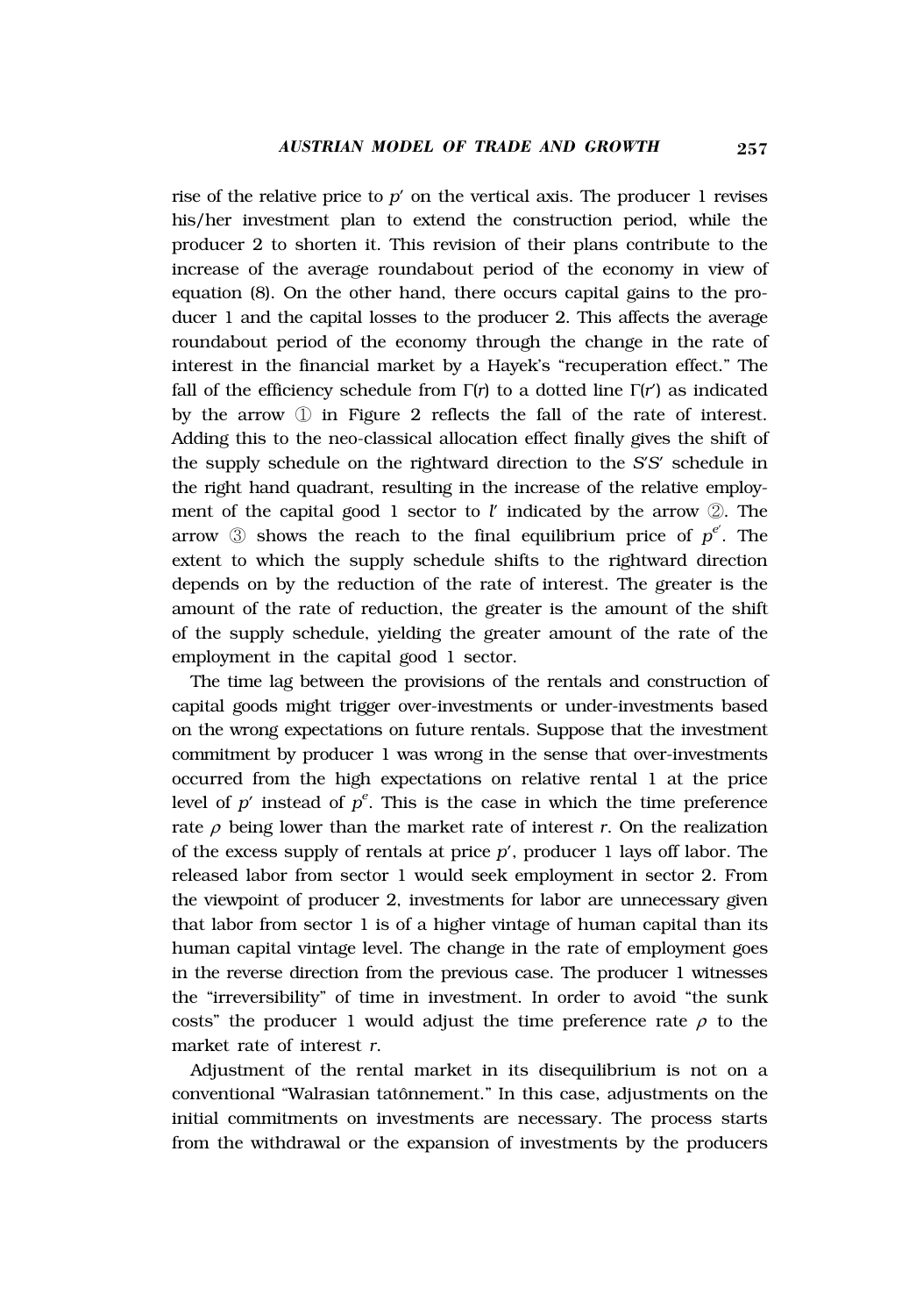rise of the relative price to $p'$ on the vertical axis. The producer 1 revises his/her investment plan to extend the construction period, while the producer 2 to shorten it. This revision of their plans contribute to the increase of the average roundabout period of the economy in view of equation (8). On the other hand, there occurs capital gains to the producer 1 and the capital losses to the producer 2. This affects the average roundabout period of the economy through the change in the rate of interest in the financial market by a Hayek's "recuperation effect." The fall of the efficiency schedule from $\Gamma(r)$ to a dotted line $\Gamma(r')$ as indicated by the arrow ① in Figure 2 reflects the fall of the rate of interest. Adding this to the neo-classical allocation effect finally gives the shift of the supply schedule on the rightward direction to the $S'S'$ schedule in the right hand quadrant, resulting in the increase of the relative employment of the capital good 1 sector to $l'$ indicated by the arrow ②. The arrow ③ shows the reach to the final equilibrium price of $p^{e'}$. The extent to which the supply schedule shifts to the rightward direction depends on by the reduction of the rate of interest. The greater is the amount of the rate of reduction, the greater is the amount of the shift of the supply schedule, yielding the greater amount of the rate of the employment in the capital good 1 sector.

The time lag between the provisions of the rentals and construction of capital goods might trigger over-investments or under-investments based on the wrong expectations on future rentals. Suppose that the investment commitment by producer 1 was wrong in the sense that over-investments occurred from the high expectations on relative rental 1 at the price level of $p'$ instead of $p^e$. This is the case in which the time preference rate $\rho$ being lower than the market rate of interest $r$. On the realization of the excess supply of rentals at price $p'$, producer 1 lays off labor. The released labor from sector 1 would seek employment in sector 2. From the viewpoint of producer 2, investments for labor are unnecessary given that labor from sector 1 is of a higher vintage of human capital than its human capital vintage level. The change in the rate of employment goes in the reverse direction from the previous case. The producer 1 witnesses the "irreversibility" of time in investment. In order to avoid "the sunk costs" the producer 1 would adjust the time preference rate $\rho$ to the market rate of interest $r$.

Adjustment of the rental market in its disequilibrium is not on a conventional "Walrasian tatônnement." In this case, adjustments on the initial commitments on investments are necessary. The process starts from the withdrawal or the expansion of investments by the producers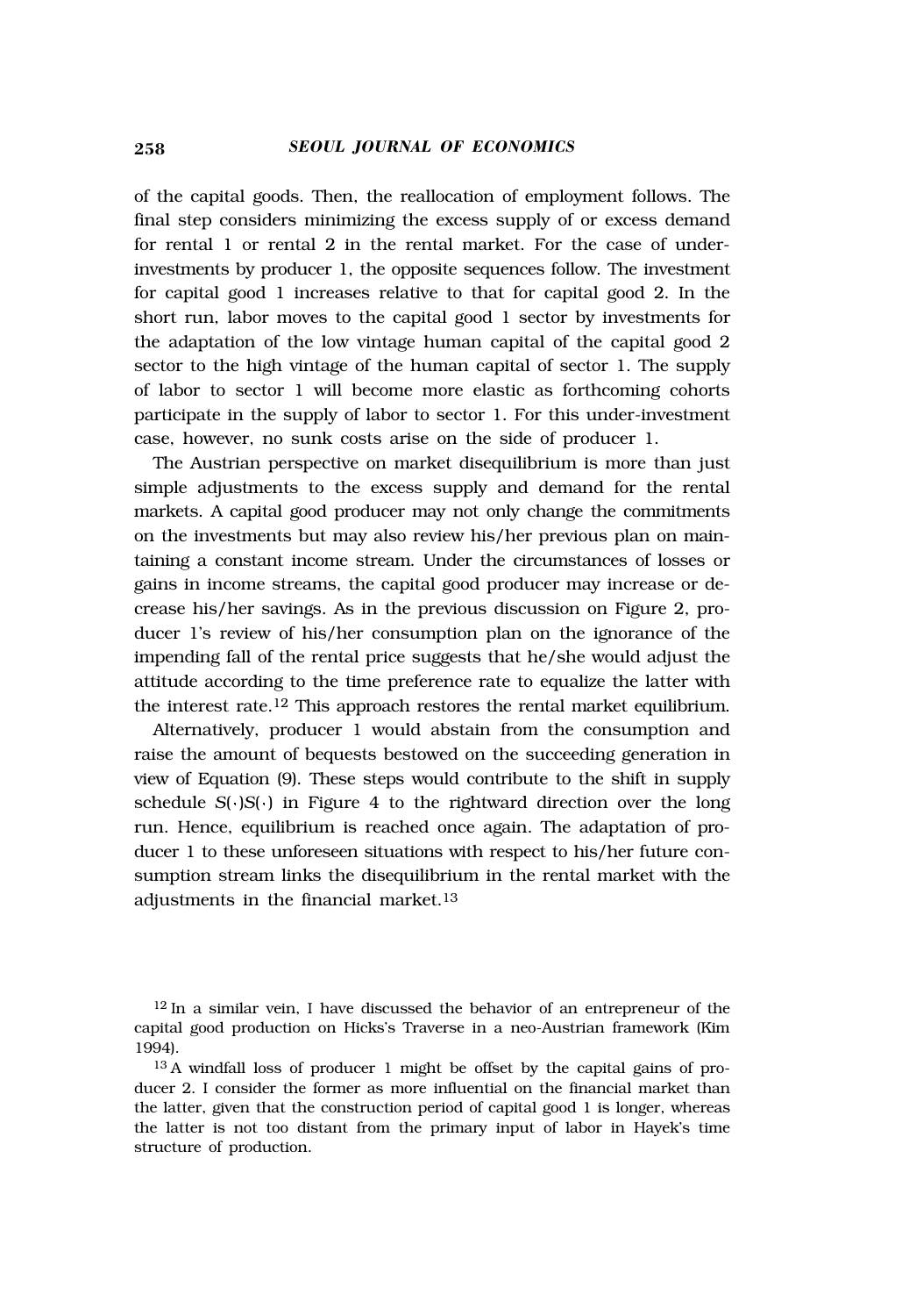of the capital goods. Then, the reallocation of employment follows. The final step considers minimizing the excess supply of or excess demand for rental 1 or rental 2 in the rental market. For the case of under-investments by producer 1, the opposite sequences follow. The investment for capital good 1 increases relative to that for capital good 2. In the short run, labor moves to the capital good 1 sector by investments for the adaptation of the low vintage human capital of the capital good 2 sector to the high vintage of the human capital of sector 1. The supply of labor to sector 1 will become more elastic as forthcoming cohorts participate in the supply of labor to sector 1. For this under-investment case, however, no sunk costs arise on the side of producer 1.

The Austrian perspective on market disequilibrium is more than just simple adjustments to the excess supply and demand for the rental markets. A capital good producer may not only change the commitments on the investments but may also review his/her previous plan on maintaining a constant income stream. Under the circumstances of losses or gains in income streams, the capital good producer may increase or decrease his/her savings. As in the previous discussion on Figure 2, producer 1's review of his/her consumption plan on the ignorance of the impending fall of the rental price suggests that he/she would adjust the attitude according to the time preference rate to equalize the latter with the interest rate.[12] This approach restores the rental market equilibrium.

Alternatively, producer 1 would abstain from the consumption and raise the amount of bequests bestowed on the succeeding generation in view of Equation (9). These steps would contribute to the shift in supply schedule $S(\cdot)S(\cdot)$ in Figure 4 to the rightward direction over the long run. Hence, equilibrium is reached once again. The adaptation of producer 1 to these unforeseen situations with respect to his/her future consumption stream links the disequilibrium in the rental market with the adjustments in the financial market.[13]

[12] In a similar vein, I have discussed the behavior of an entrepreneur of the capital good production on Hicks's Traverse in a neo-Austrian framework (Kim 1994).

[13] A windfall loss of producer 1 might be offset by the capital gains of producer 2. I consider the former as more influential on the financial market than the latter, given that the construction period of capital good 1 is longer, whereas the latter is not too distant from the primary input of labor in Hayek's time structure of production.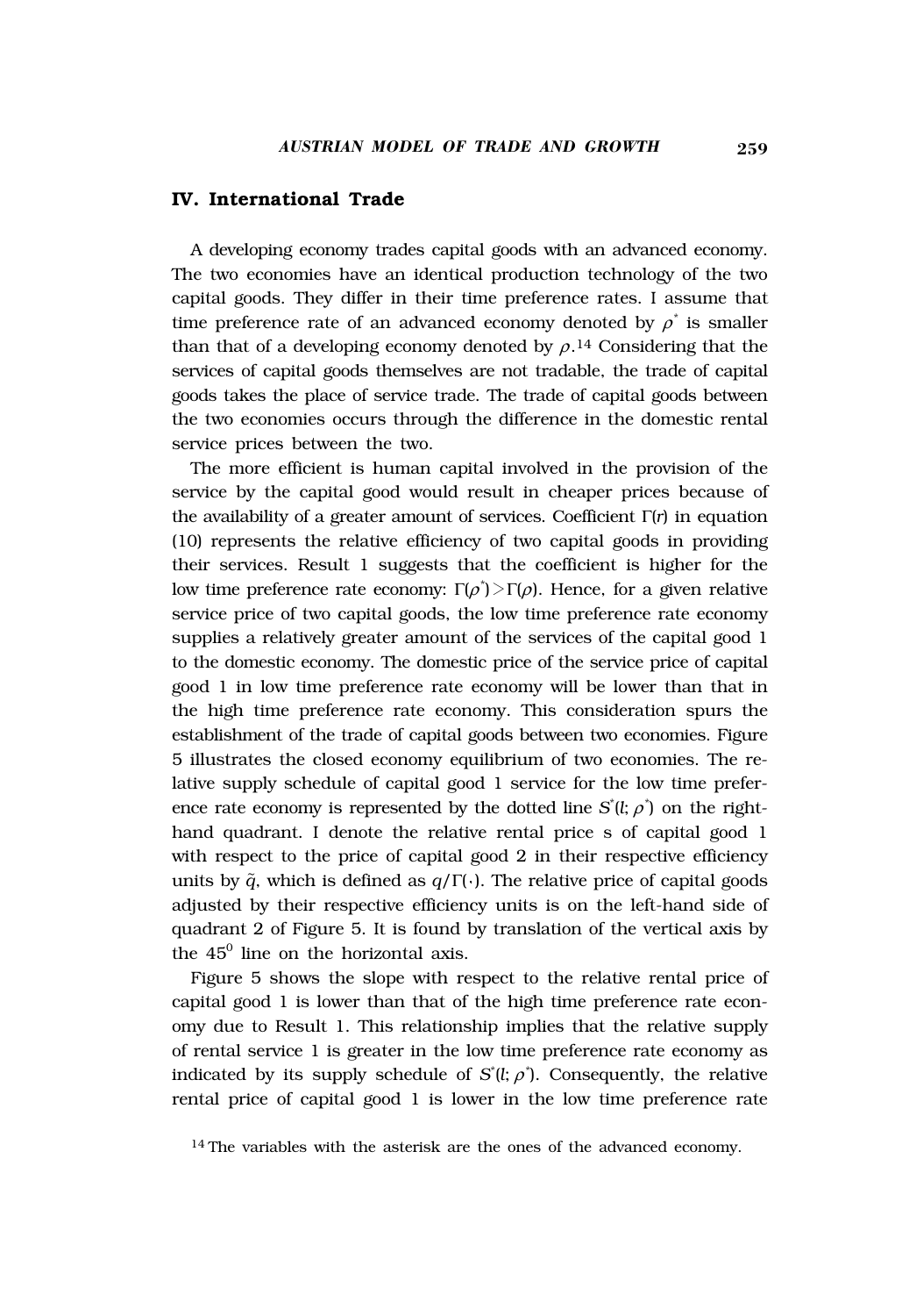## IV. International Trade

A developing economy trades capital goods with an advanced economy. The two economies have an identical production technology of the two capital goods. They differ in their time preference rates. I assume that time preference rate of an advanced economy denoted by $\rho^*$ is smaller than that of a developing economy denoted by $\rho$.[14] Considering that the services of capital goods themselves are not tradable, the trade of capital goods takes the place of service trade. The trade of capital goods between the two economies occurs through the difference in the domestic rental service prices between the two.

The more efficient is human capital involved in the provision of the service by the capital good would result in cheaper prices because of the availability of a greater amount of services. Coefficient $\Gamma(r)$ in equation (10) represents the relative efficiency of two capital goods in providing their services. Result 1 suggests that the coefficient is higher for the low time preference rate economy: $\Gamma(\rho^*) > \Gamma(\rho)$. Hence, for a given relative service price of two capital goods, the low time preference rate economy supplies a relatively greater amount of the services of the capital good 1 to the domestic economy. The domestic price of the service price of capital good 1 in low time preference rate economy will be lower than that in the high time preference rate economy. This consideration spurs the establishment of the trade of capital goods between two economies. Figure 5 illustrates the closed economy equilibrium of two economies. The relative supply schedule of capital good 1 service for the low time preference rate economy is represented by the dotted line $S^*(l; \rho^*)$ on the right-hand quadrant. I denote the relative rental price s of capital good 1 with respect to the price of capital good 2 in their respective efficiency units by $\tilde{q}$, which is defined as $q/\Gamma(\cdot)$. The relative price of capital goods adjusted by their respective efficiency units is on the left-hand side of quadrant 2 of Figure 5. It is found by translation of the vertical axis by the $45^0$ line on the horizontal axis.

Figure 5 shows the slope with respect to the relative rental price of capital good 1 is lower than that of the high time preference rate economy due to Result 1. This relationship implies that the relative supply of rental service 1 is greater in the low time preference rate economy as indicated by its supply schedule of $S^*(l; \rho^*)$. Consequently, the relative rental price of capital good 1 is lower in the low time preference rate

[14] The variables with the asterisk are the ones of the advanced economy.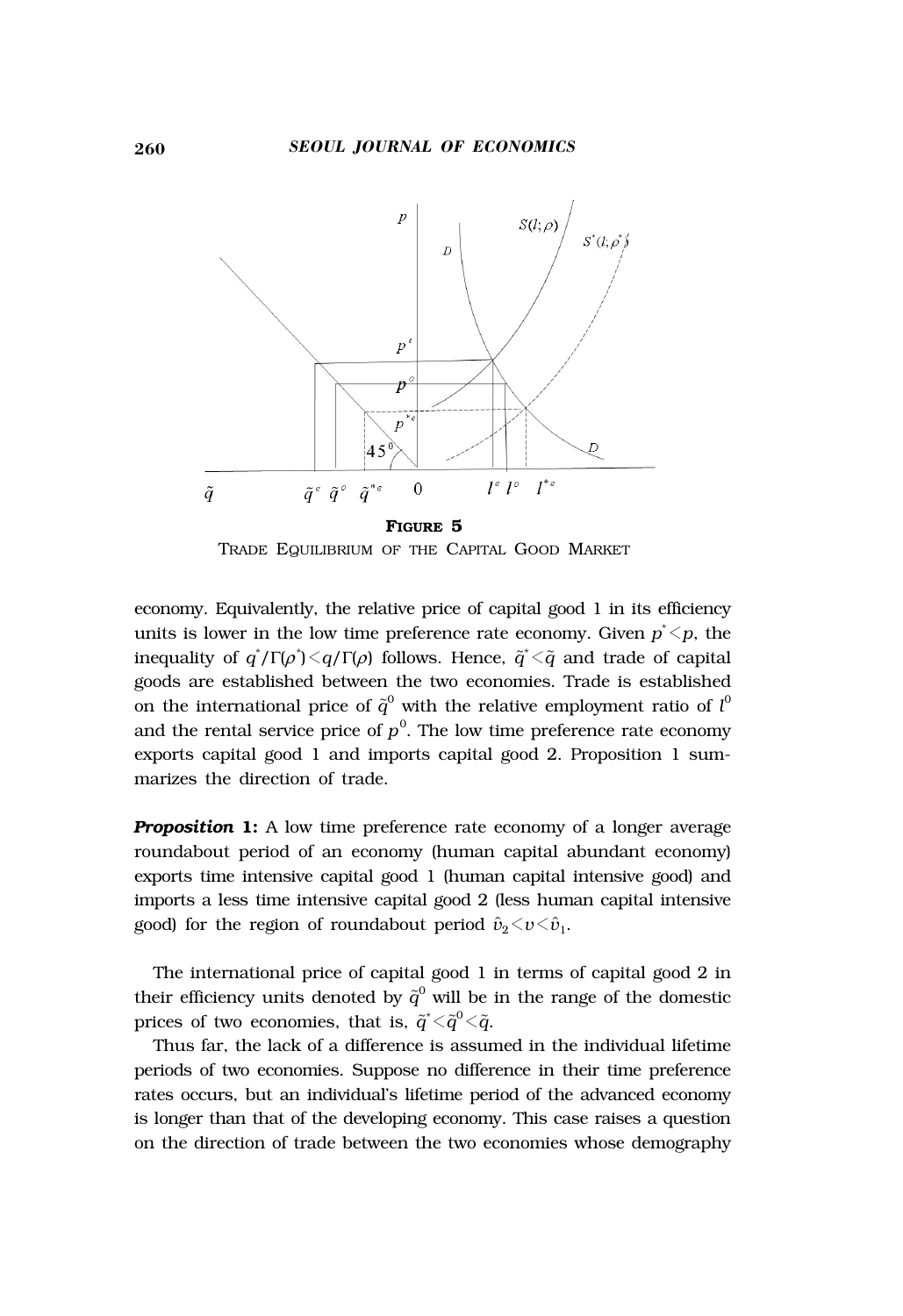**FIGURE 5**

TRADE EQUILIBRIUM OF THE CAPITAL GOOD MARKET

economy. Equivalently, the relative price of capital good 1 in its efficiency units is lower in the low time preference rate economy. Given $p^{*}<p$, the inequality of $q^{*}/\Gamma(\rho^{*})<q/\Gamma(\rho)$ follows. Hence, $\tilde{q}^{*}<\tilde{q}$ and trade of capital goods are established between the two economies. Trade is established on the international price of $\tilde{q}^{0}$ with the relative employment ratio of $l^{0}$ and the rental service price of $p^{0}$. The low time preference rate economy exports capital good 1 and imports capital good 2. Proposition 1 summarizes the direction of trade.

***Proposition* 1:** A low time preference rate economy of a longer average roundabout period of an economy (human capital abundant economy) exports time intensive capital good 1 (human capital intensive good) and imports a less time intensive capital good 2 (less human capital intensive good) for the region of roundabout period $\hat{v}_2<v<\hat{v}_1$.

The international price of capital good 1 in terms of capital good 2 in their efficiency units denoted by $\tilde{q}^{0}$ will be in the range of the domestic prices of two economies, that is, $\tilde{q}^{*}<\tilde{q}^{0}<\tilde{q}$.

Thus far, the lack of a difference is assumed in the individual lifetime periods of two economies. Suppose no difference in their time preference rates occurs, but an individual's lifetime period of the advanced economy is longer than that of the developing economy. This case raises a question on the direction of trade between the two economies whose demography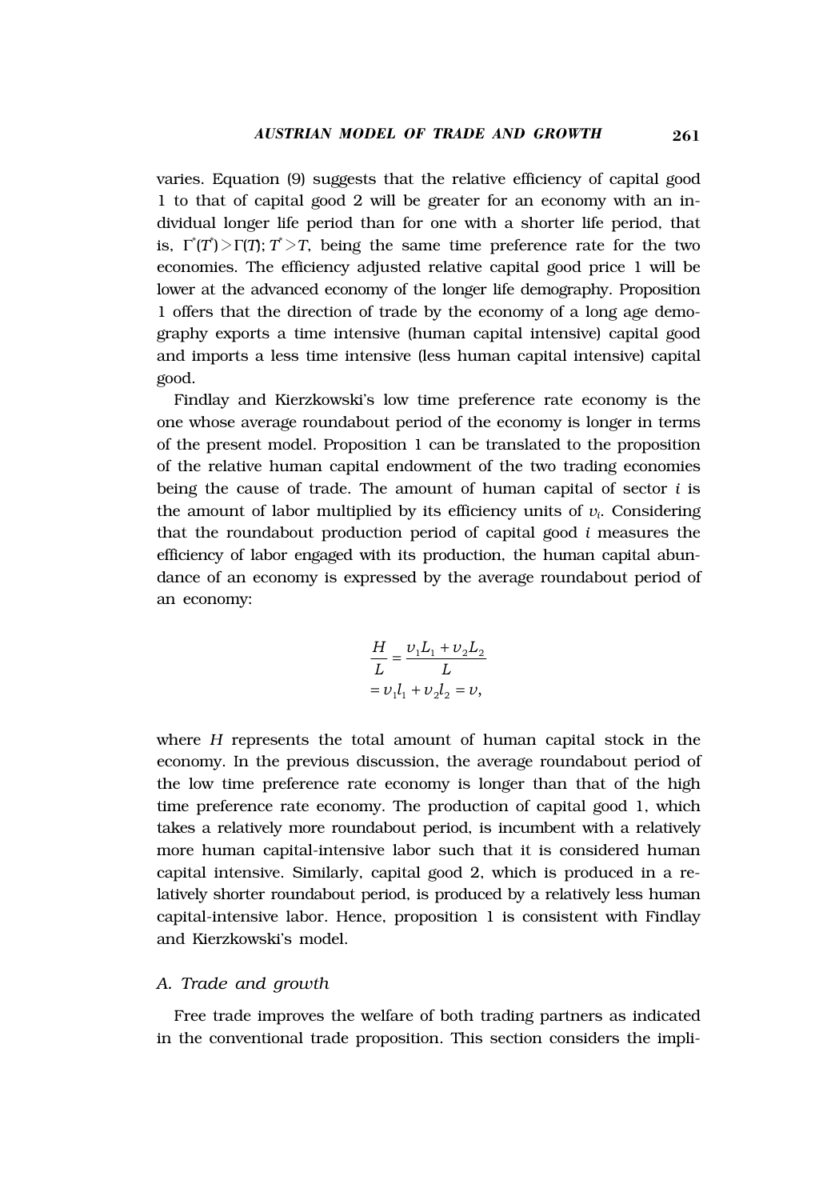varies. Equation (9) suggests that the relative efficiency of capital good 1 to that of capital good 2 will be greater for an economy with an individual longer life period than for one with a shorter life period, that is, $\Gamma^*(T^*) > \Gamma(T)$; $T^* > T$, being the same time preference rate for the two economies. The efficiency adjusted relative capital good price 1 will be lower at the advanced economy of the longer life demography. Proposition 1 offers that the direction of trade by the economy of a long age demography exports a time intensive (human capital intensive) capital good and imports a less time intensive (less human capital intensive) capital good.

Findlay and Kierzkowski's low time preference rate economy is the one whose average roundabout period of the economy is longer in terms of the present model. Proposition 1 can be translated to the proposition of the relative human capital endowment of the two trading economies being the cause of trade. The amount of human capital of sector $i$ is the amount of labor multiplied by its efficiency units of $\upsilon_i$. Considering that the roundabout production period of capital good $i$ measures the efficiency of labor engaged with its production, the human capital abundance of an economy is expressed by the average roundabout period of an economy:

$$\begin{aligned}\frac{H}{L} &= \frac{\upsilon_1 L_1 + \upsilon_2 L_2}{L} \\ &= \upsilon_1 l_1 + \upsilon_2 l_2 = \upsilon,\end{aligned}$$

where $H$ represents the total amount of human capital stock in the economy. In the previous discussion, the average roundabout period of the low time preference rate economy is longer than that of the high time preference rate economy. The production of capital good 1, which takes a relatively more roundabout period, is incumbent with a relatively more human capital-intensive labor such that it is considered human capital intensive. Similarly, capital good 2, which is produced in a relatively shorter roundabout period, is produced by a relatively less human capital-intensive labor. Hence, proposition 1 is consistent with Findlay and Kierzkowski's model.

### *A. Trade and growth*

Free trade improves the welfare of both trading partners as indicated in the conventional trade proposition. This section considers the impli-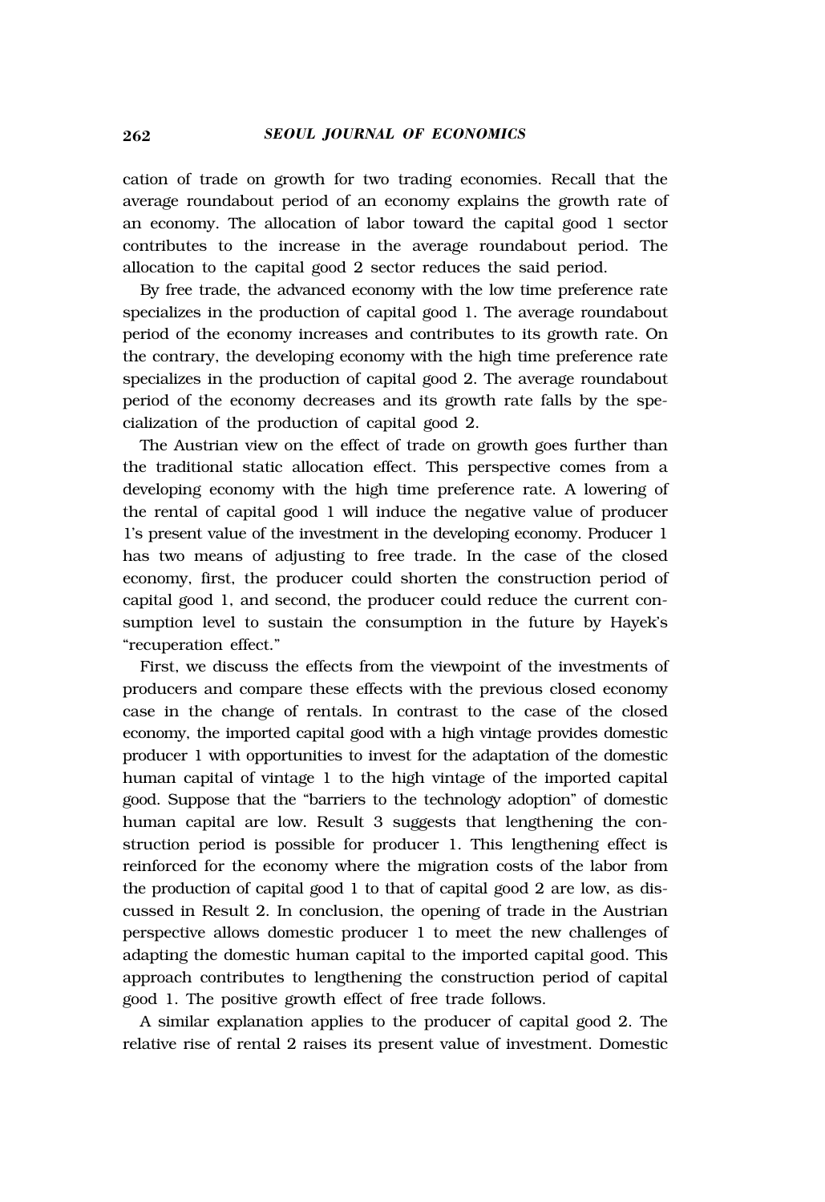cation of trade on growth for two trading economies. Recall that the average roundabout period of an economy explains the growth rate of an economy. The allocation of labor toward the capital good 1 sector contributes to the increase in the average roundabout period. The allocation to the capital good 2 sector reduces the said period.

By free trade, the advanced economy with the low time preference rate specializes in the production of capital good 1. The average roundabout period of the economy increases and contributes to its growth rate. On the contrary, the developing economy with the high time preference rate specializes in the production of capital good 2. The average roundabout period of the economy decreases and its growth rate falls by the specialization of the production of capital good 2.

The Austrian view on the effect of trade on growth goes further than the traditional static allocation effect. This perspective comes from a developing economy with the high time preference rate. A lowering of the rental of capital good 1 will induce the negative value of producer 1's present value of the investment in the developing economy. Producer 1 has two means of adjusting to free trade. In the case of the closed economy, first, the producer could shorten the construction period of capital good 1, and second, the producer could reduce the current consumption level to sustain the consumption in the future by Hayek's "recuperation effect."

First, we discuss the effects from the viewpoint of the investments of producers and compare these effects with the previous closed economy case in the change of rentals. In contrast to the case of the closed economy, the imported capital good with a high vintage provides domestic producer 1 with opportunities to invest for the adaptation of the domestic human capital of vintage 1 to the high vintage of the imported capital good. Suppose that the "barriers to the technology adoption" of domestic human capital are low. Result 3 suggests that lengthening the construction period is possible for producer 1. This lengthening effect is reinforced for the economy where the migration costs of the labor from the production of capital good 1 to that of capital good 2 are low, as discussed in Result 2. In conclusion, the opening of trade in the Austrian perspective allows domestic producer 1 to meet the new challenges of adapting the domestic human capital to the imported capital good. This approach contributes to lengthening the construction period of capital good 1. The positive growth effect of free trade follows.

A similar explanation applies to the producer of capital good 2. The relative rise of rental 2 raises its present value of investment. Domestic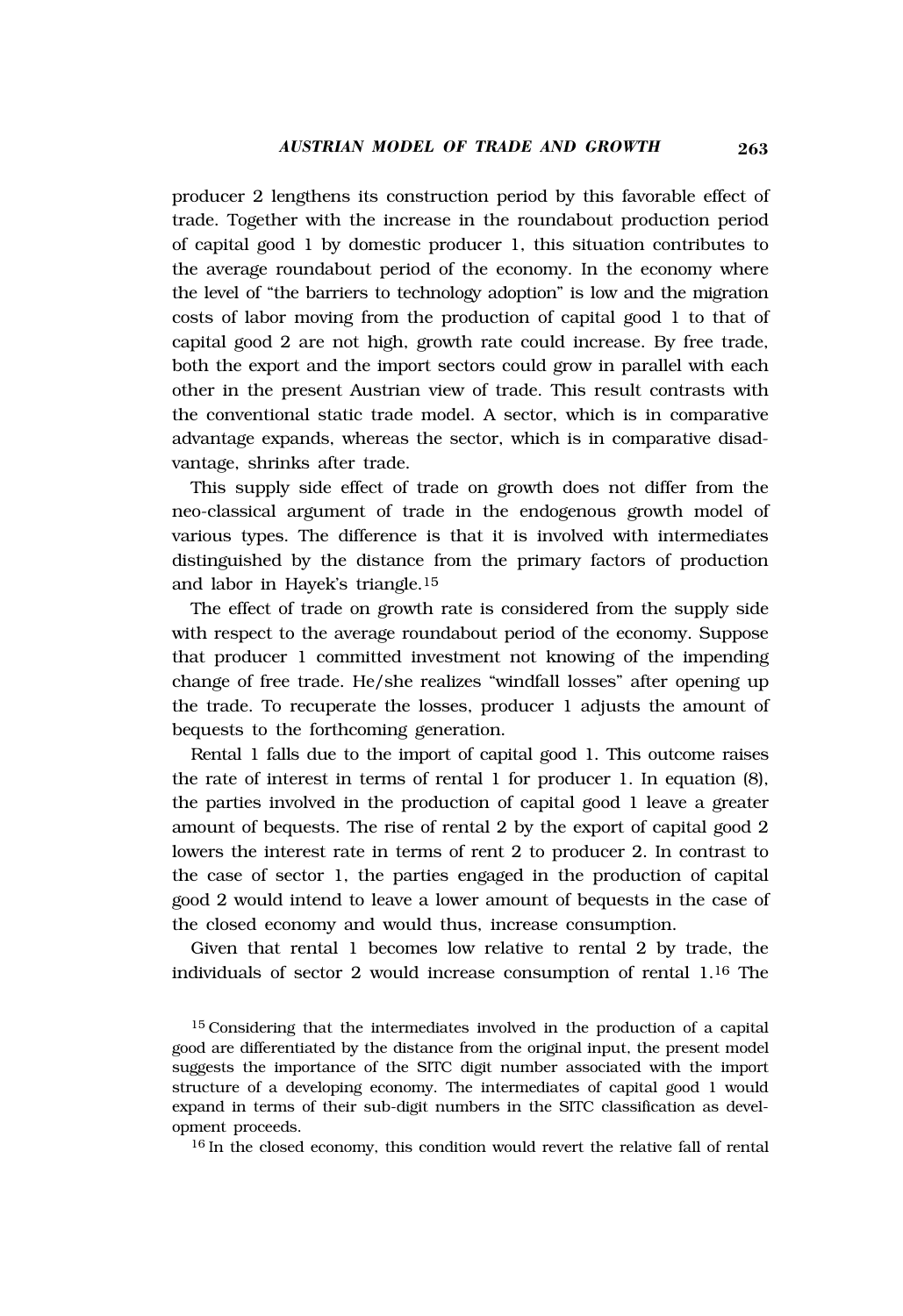producer 2 lengthens its construction period by this favorable effect of trade. Together with the increase in the roundabout production period of capital good 1 by domestic producer 1, this situation contributes to the average roundabout period of the economy. In the economy where the level of "the barriers to technology adoption" is low and the migration costs of labor moving from the production of capital good 1 to that of capital good 2 are not high, growth rate could increase. By free trade, both the export and the import sectors could grow in parallel with each other in the present Austrian view of trade. This result contrasts with the conventional static trade model. A sector, which is in comparative advantage expands, whereas the sector, which is in comparative disadvantage, shrinks after trade.

This supply side effect of trade on growth does not differ from the neo-classical argument of trade in the endogenous growth model of various types. The difference is that it is involved with intermediates distinguished by the distance from the primary factors of production and labor in Hayek's triangle.[15]

The effect of trade on growth rate is considered from the supply side with respect to the average roundabout period of the economy. Suppose that producer 1 committed investment not knowing of the impending change of free trade. He/she realizes "windfall losses" after opening up the trade. To recuperate the losses, producer 1 adjusts the amount of bequests to the forthcoming generation.

Rental 1 falls due to the import of capital good 1. This outcome raises the rate of interest in terms of rental 1 for producer 1. In equation (8), the parties involved in the production of capital good 1 leave a greater amount of bequests. The rise of rental 2 by the export of capital good 2 lowers the interest rate in terms of rent 2 to producer 2. In contrast to the case of sector 1, the parties engaged in the production of capital good 2 would intend to leave a lower amount of bequests in the case of the closed economy and would thus, increase consumption.

Given that rental 1 becomes low relative to rental 2 by trade, the individuals of sector 2 would increase consumption of rental 1.[16] The

[15] Considering that the intermediates involved in the production of a capital good are differentiated by the distance from the original input, the present model suggests the importance of the SITC digit number associated with the import structure of a developing economy. The intermediates of capital good 1 would expand in terms of their sub-digit numbers in the SITC classification as development proceeds.

[16] In the closed economy, this condition would revert the relative fall of rental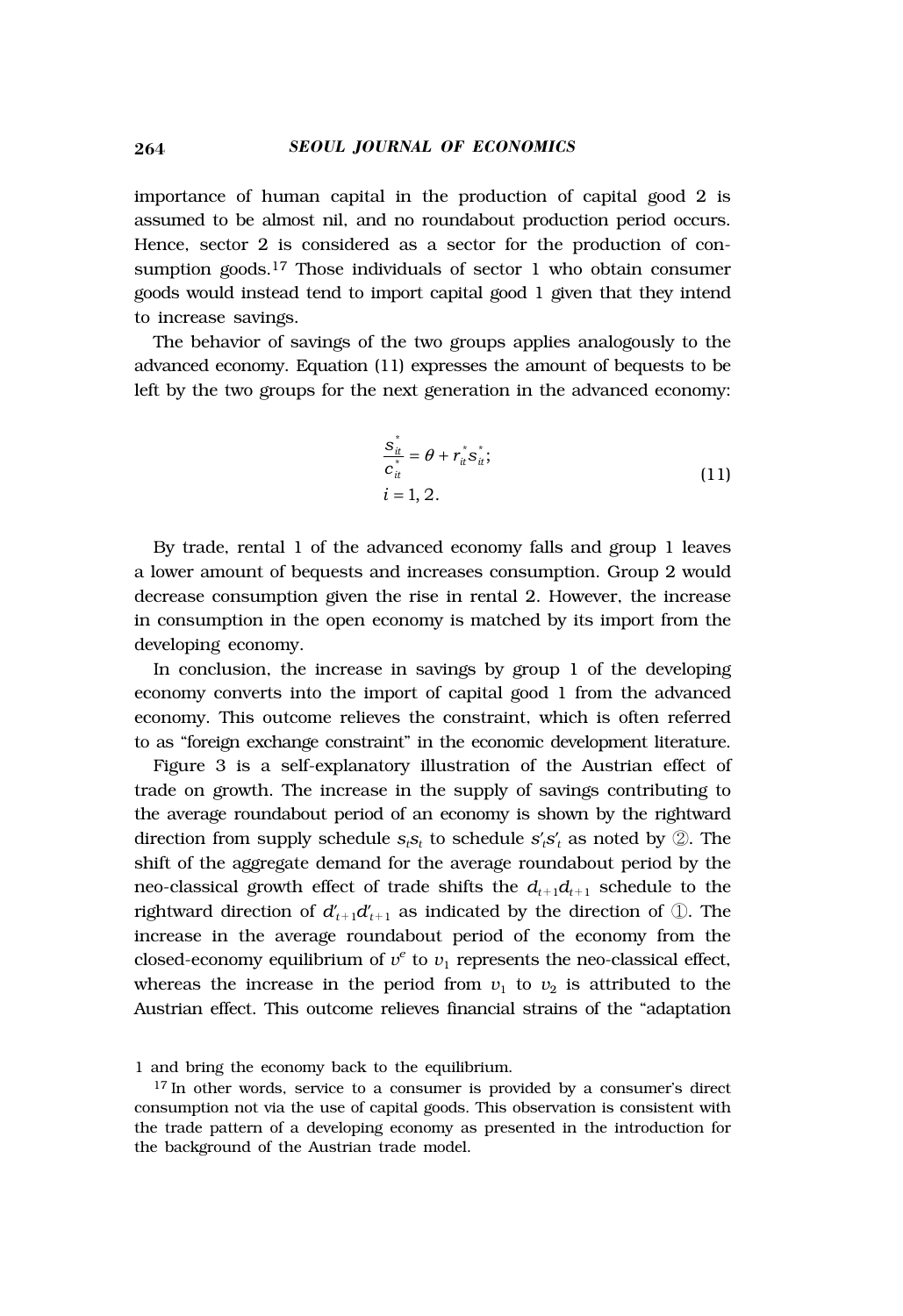importance of human capital in the production of capital good 2 is assumed to be almost nil, and no roundabout production period occurs. Hence, sector 2 is considered as a sector for the production of consumption goods.[17] Those individuals of sector 1 who obtain consumer goods would instead tend to import capital good 1 given that they intend to increase savings.

The behavior of savings of the two groups applies analogously to the advanced economy. Equation (11) expresses the amount of bequests to be left by the two groups for the next generation in the advanced economy:

$$\frac{s_{it}^*}{c_{it}^*} = \theta + r_{it}^* s_{it}^*; \quad i = 1, 2. \tag{11}$$

By trade, rental 1 of the advanced economy falls and group 1 leaves a lower amount of bequests and increases consumption. Group 2 would decrease consumption given the rise in rental 2. However, the increase in consumption in the open economy is matched by its import from the developing economy.

In conclusion, the increase in savings by group 1 of the developing economy converts into the import of capital good 1 from the advanced economy. This outcome relieves the constraint, which is often referred to as "foreign exchange constraint" in the economic development literature.

Figure 3 is a self-explanatory illustration of the Austrian effect of trade on growth. The increase in the supply of savings contributing to the average roundabout period of an economy is shown by the rightward direction from supply schedule $s_t s_t$ to schedule $s'_t s'_t$ as noted by ②. The shift of the aggregate demand for the average roundabout period by the neo-classical growth effect of trade shifts the $d_{t+1}d_{t+1}$ schedule to the rightward direction of $d'_{t+1}d'_{t+1}$ as indicated by the direction of ①. The increase in the average roundabout period of the economy from the closed-economy equilibrium of $v^e$ to $v_1$ represents the neo-classical effect, whereas the increase in the period from $v_1$ to $v_2$ is attributed to the Austrian effect. This outcome relieves financial strains of the "adaptation

1 and bring the economy back to the equilibrium.

[17] In other words, service to a consumer is provided by a consumer's direct consumption not via the use of capital goods. This observation is consistent with the trade pattern of a developing economy as presented in the introduction for the background of the Austrian trade model.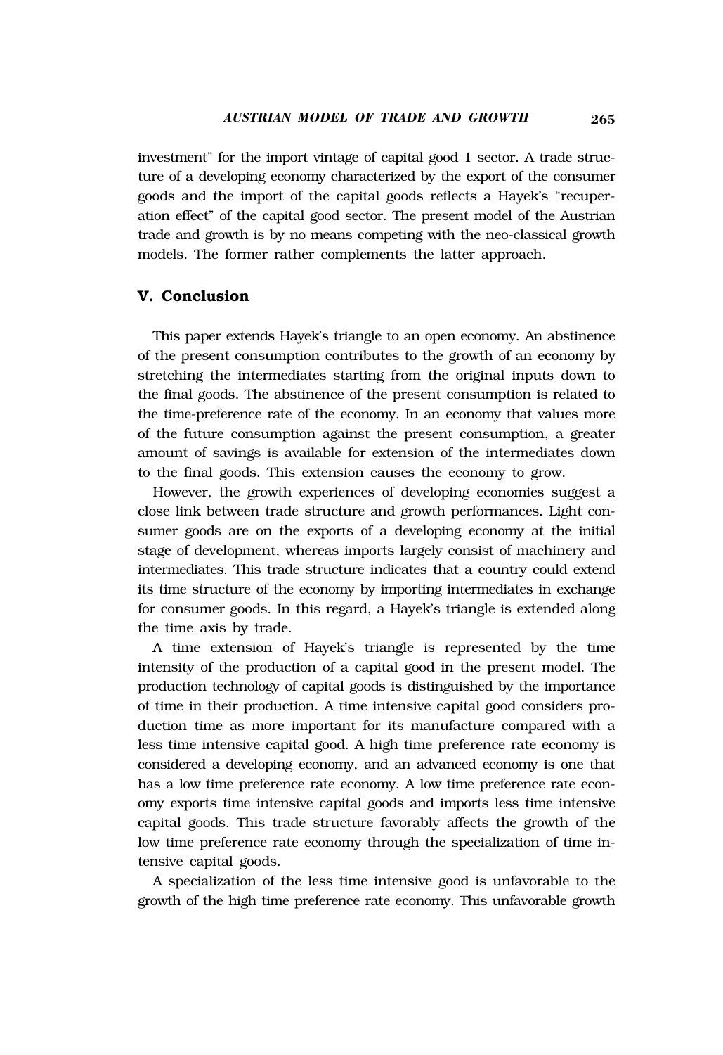investment" for the import vintage of capital good 1 sector. A trade structure of a developing economy characterized by the export of the consumer goods and the import of the capital goods reflects a Hayek's "recuperation effect" of the capital good sector. The present model of the Austrian trade and growth is by no means competing with the neo-classical growth models. The former rather complements the latter approach.

## V. Conclusion

This paper extends Hayek's triangle to an open economy. An abstinence of the present consumption contributes to the growth of an economy by stretching the intermediates starting from the original inputs down to the final goods. The abstinence of the present consumption is related to the time-preference rate of the economy. In an economy that values more of the future consumption against the present consumption, a greater amount of savings is available for extension of the intermediates down to the final goods. This extension causes the economy to grow.

However, the growth experiences of developing economies suggest a close link between trade structure and growth performances. Light consumer goods are on the exports of a developing economy at the initial stage of development, whereas imports largely consist of machinery and intermediates. This trade structure indicates that a country could extend its time structure of the economy by importing intermediates in exchange for consumer goods. In this regard, a Hayek's triangle is extended along the time axis by trade.

A time extension of Hayek's triangle is represented by the time intensity of the production of a capital good in the present model. The production technology of capital goods is distinguished by the importance of time in their production. A time intensive capital good considers production time as more important for its manufacture compared with a less time intensive capital good. A high time preference rate economy is considered a developing economy, and an advanced economy is one that has a low time preference rate economy. A low time preference rate economy exports time intensive capital goods and imports less time intensive capital goods. This trade structure favorably affects the growth of the low time preference rate economy through the specialization of time intensive capital goods.

A specialization of the less time intensive good is unfavorable to the growth of the high time preference rate economy. This unfavorable growth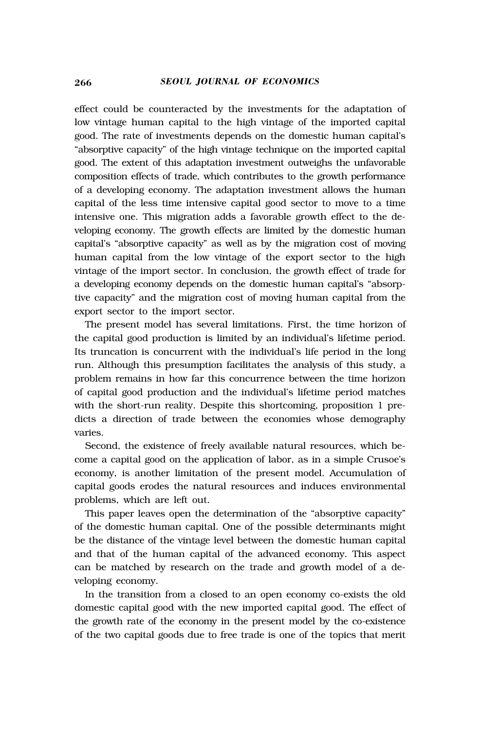effect could be counteracted by the investments for the adaptation of low vintage human capital to the high vintage of the imported capital good. The rate of investments depends on the domestic human capital's "absorptive capacity" of the high vintage technique on the imported capital good. The extent of this adaptation investment outweighs the unfavorable composition effects of trade, which contributes to the growth performance of a developing economy. The adaptation investment allows the human capital of the less time intensive capital good sector to move to a time intensive one. This migration adds a favorable growth effect to the developing economy. The growth effects are limited by the domestic human capital's "absorptive capacity" as well as by the migration cost of moving human capital from the low vintage of the export sector to the high vintage of the import sector. In conclusion, the growth effect of trade for a developing economy depends on the domestic human capital's "absorptive capacity" and the migration cost of moving human capital from the export sector to the import sector.

The present model has several limitations. First, the time horizon of the capital good production is limited by an individual's lifetime period. Its truncation is concurrent with the individual's life period in the long run. Although this presumption facilitates the analysis of this study, a problem remains in how far this concurrence between the time horizon of capital good production and the individual's lifetime period matches with the short-run reality. Despite this shortcoming, proposition 1 predicts a direction of trade between the economies whose demography varies.

Second, the existence of freely available natural resources, which become a capital good on the application of labor, as in a simple Crusoe's economy, is another limitation of the present model. Accumulation of capital goods erodes the natural resources and induces environmental problems, which are left out.

This paper leaves open the determination of the "absorptive capacity" of the domestic human capital. One of the possible determinants might be the distance of the vintage level between the domestic human capital and that of the human capital of the advanced economy. This aspect can be matched by research on the trade and growth model of a developing economy.

In the transition from a closed to an open economy co-exists the old domestic capital good with the new imported capital good. The effect of the growth rate of the economy in the present model by the co-existence of the two capital goods due to free trade is one of the topics that merit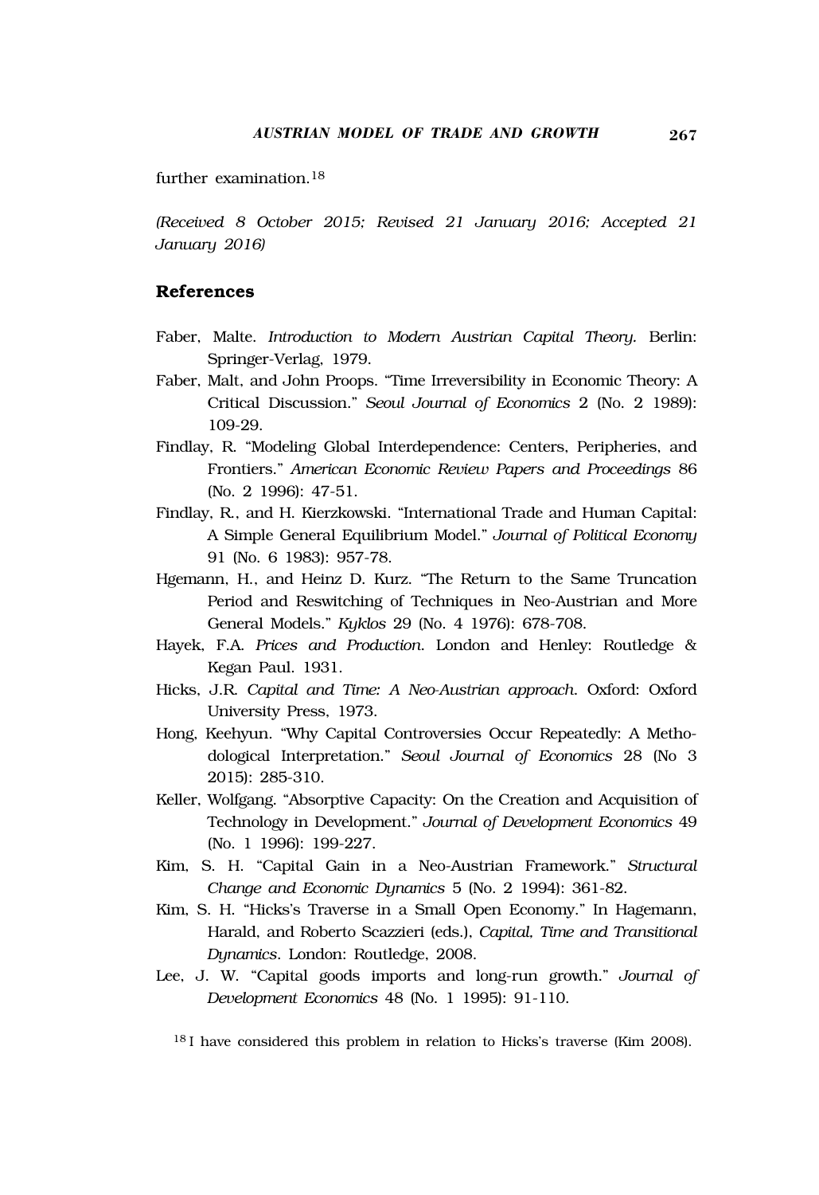further examination.[18]

*(Received 8 October 2015; Revised 21 January 2016; Accepted 21 January 2016)*

## References

Faber, Malte. *Introduction to Modern Austrian Capital Theory.* Berlin: Springer-Verlag, 1979.

Faber, Malt, and John Proops. "Time Irreversibility in Economic Theory: A Critical Discussion." *Seoul Journal of Economics* 2 (No. 2 1989): 109-29.

Findlay, R. "Modeling Global Interdependence: Centers, Peripheries, and Frontiers." *American Economic Review Papers and Proceedings* 86 (No. 2 1996): 47-51.

Findlay, R., and H. Kierzkowski. "International Trade and Human Capital: A Simple General Equilibrium Model." *Journal of Political Economy* 91 (No. 6 1983): 957-78.

Hgemann, H., and Heinz D. Kurz. "The Return to the Same Truncation Period and Reswitching of Techniques in Neo-Austrian and More General Models." *Kyklos* 29 (No. 4 1976): 678-708.

Hayek, F.A. *Prices and Production.* London and Henley: Routledge & Kegan Paul. 1931.

Hicks, J.R. *Capital and Time: A Neo-Austrian approach.* Oxford: Oxford University Press, 1973.

Hong, Keehyun. "Why Capital Controversies Occur Repeatedly: A Methodological Interpretation." *Seoul Journal of Economics* 28 (No 3 2015): 285-310.

Keller, Wolfgang. "Absorptive Capacity: On the Creation and Acquisition of Technology in Development." *Journal of Development Economics* 49 (No. 1 1996): 199-227.

Kim, S. H. "Capital Gain in a Neo-Austrian Framework." *Structural Change and Economic Dynamics* 5 (No. 2 1994): 361-82.

Kim, S. H. "Hicks's Traverse in a Small Open Economy." In Hagemann, Harald, and Roberto Scazzieri (eds.), *Capital, Time and Transitional Dynamics.* London: Routledge, 2008.

Lee, J. W. "Capital goods imports and long-run growth." *Journal of Development Economics* 48 (No. 1 1995): 91-110.

[18] I have considered this problem in relation to Hicks's traverse (Kim 2008).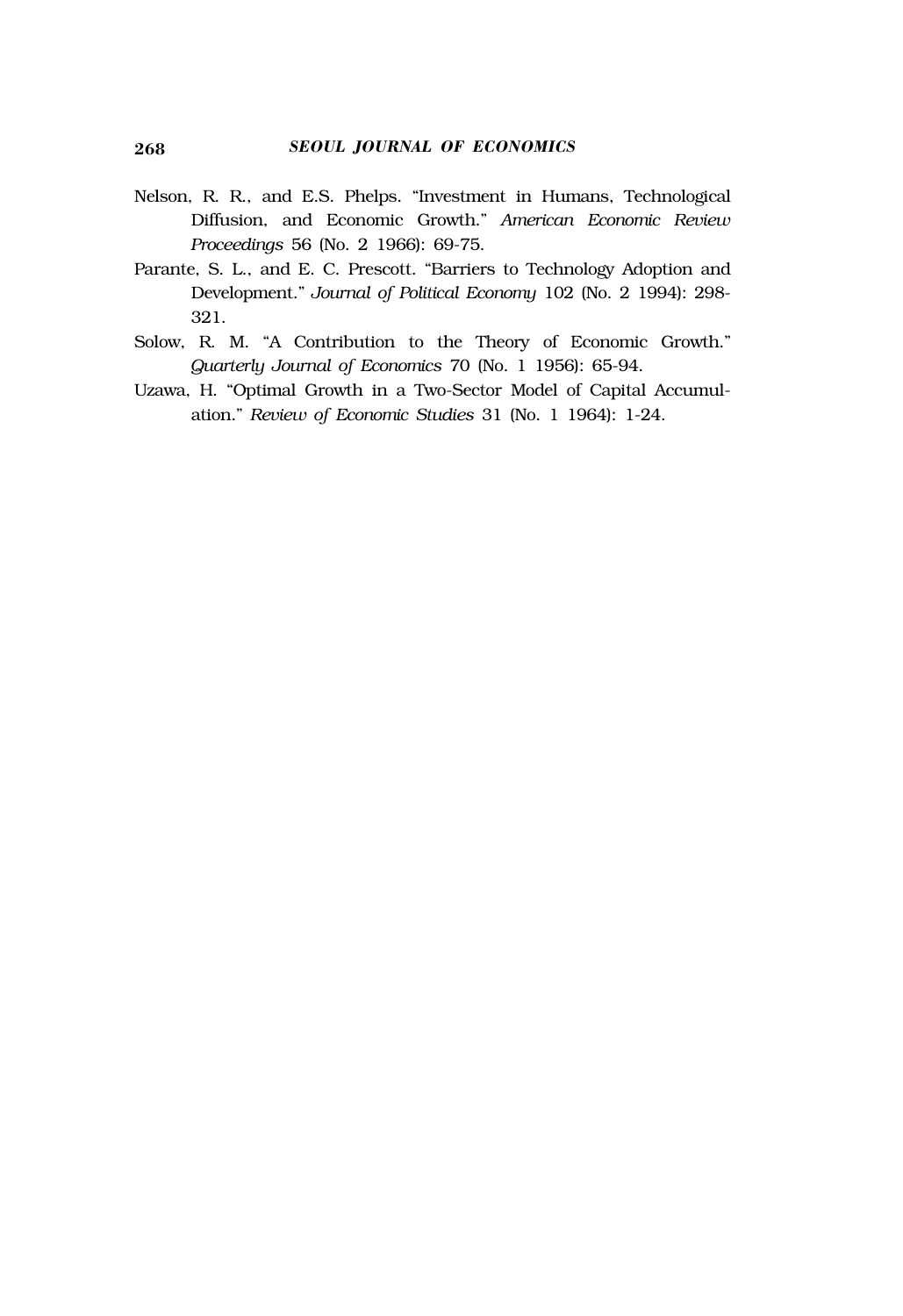Nelson, R. R., and E.S. Phelps. "Investment in Humans, Technological Diffusion, and Economic Growth." *American Economic Review Proceedings* 56 (No. 2 1966): 69-75.

Parante, S. L., and E. C. Prescott. "Barriers to Technology Adoption and Development." *Journal of Political Economy* 102 (No. 2 1994): 298-321.

Solow, R. M. "A Contribution to the Theory of Economic Growth." *Quarterly Journal of Economics* 70 (No. 1 1956): 65-94.

Uzawa, H. "Optimal Growth in a Two-Sector Model of Capital Accumulation." *Review of Economic Studies* 31 (No. 1 1964): 1-24.